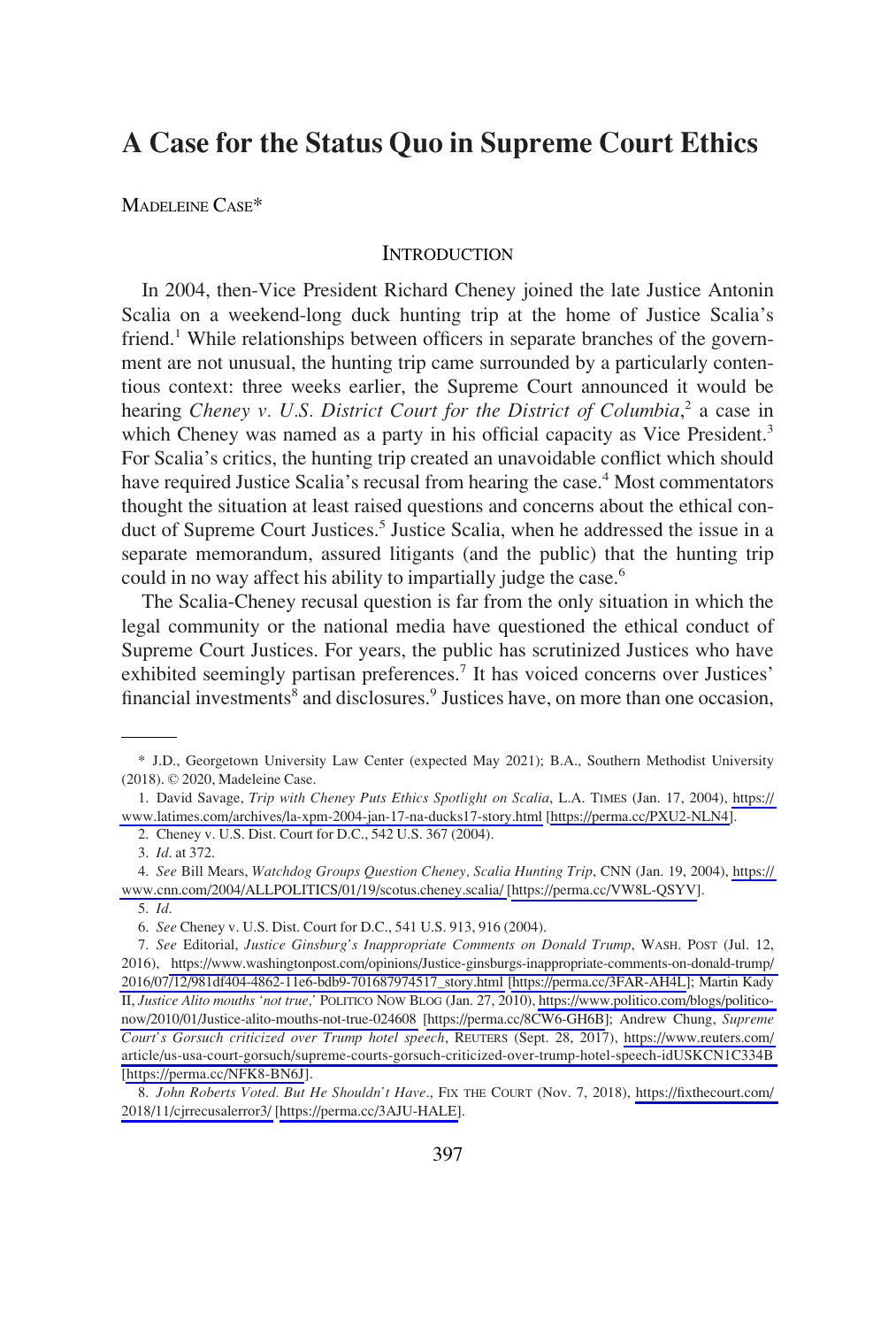# A Case for the Status Quo in Supreme Court Ethics

MADELEINE CASE*

## INTRODUCTION

In 2004, then-Vice President Richard Cheney joined the late Justice Antonin Scalia on a weekend-long duck hunting trip at the home of Justice Scalia's friend.[1] While relationships between officers in separate branches of the government are not unusual, the hunting trip came surrounded by a particularly contentious context: three weeks earlier, the Supreme Court announced it would be hearing *Cheney v. U.S. District Court for the District of Columbia*,[2] a case in which Cheney was named as a party in his official capacity as Vice President.[3] For Scalia's critics, the hunting trip created an unavoidable conflict which should have required Justice Scalia's recusal from hearing the case.[4] Most commentators thought the situation at least raised questions and concerns about the ethical conduct of Supreme Court Justices.[5] Justice Scalia, when he addressed the issue in a separate memorandum, assured litigants (and the public) that the hunting trip could in no way affect his ability to impartially judge the case.[6]

The Scalia-Cheney recusal question is far from the only situation in which the legal community or the national media have questioned the ethical conduct of Supreme Court Justices. For years, the public has scrutinized Justices who have exhibited seemingly partisan preferences.[7] It has voiced concerns over Justices' financial investments[8] and disclosures.[9] Justices have, on more than one occasion,

---

\* J.D., Georgetown University Law Center (expected May 2021); B.A., Southern Methodist University (2018). © 2020, Madeleine Case.

1. David Savage, *Trip with Cheney Puts Ethics Spotlight on Scalia*, L.A. TIMES (Jan. 17, 2004), https://www.latimes.com/archives/la-xpm-2004-jan-17-na-ducks17-story.html [https://perma.cc/PXU2-NLN4].

2. Cheney v. U.S. Dist. Court for D.C., 542 U.S. 367 (2004).

3. *Id.* at 372.

4. *See* Bill Mears, *Watchdog Groups Question Cheney, Scalia Hunting Trip*, CNN (Jan. 19, 2004), https://www.cnn.com/2004/ALLPOLITICS/01/19/scotus.cheney.scalia/ [https://perma.cc/VW8L-QSYV].

5. *Id.*

6. *See* Cheney v. U.S. Dist. Court for D.C., 541 U.S. 913, 916 (2004).

7. *See* Editorial, *Justice Ginsburg's Inappropriate Comments on Donald Trump*, WASH. POST (Jul. 12, 2016), https://www.washingtonpost.com/opinions/Justice-ginsburgs-inappropriate-comments-on-donald-trump/2016/07/12/981df404-4862-11e6-bdb9-701687974517_story.html [https://perma.cc/3FAR-AH4L]; Martin Kady II, *Justice Alito mouths 'not true,'* POLITICO NOW BLOG (Jan. 27, 2010), https://www.politico.com/blogs/politico-now/2010/01/Justice-alito-mouths-not-true-024608 [https://perma.cc/8CW6-GH6B]; Andrew Chung, *Supreme Court's Gorsuch criticized over Trump hotel speech*, REUTERS (Sept. 28, 2017), https://www.reuters.com/article/us-usa-court-gorsuch/supreme-courts-gorsuch-criticized-over-trump-hotel-speech-idUSKCN1C334B [https://perma.cc/NFK8-BN6J].

8. *John Roberts Voted. But He Shouldn't Have*., FIX THE COURT (Nov. 7, 2018), https://fixthecourt.com/2018/11/cjrrecusalerror3/ [https://perma.cc/3AJU-HALE].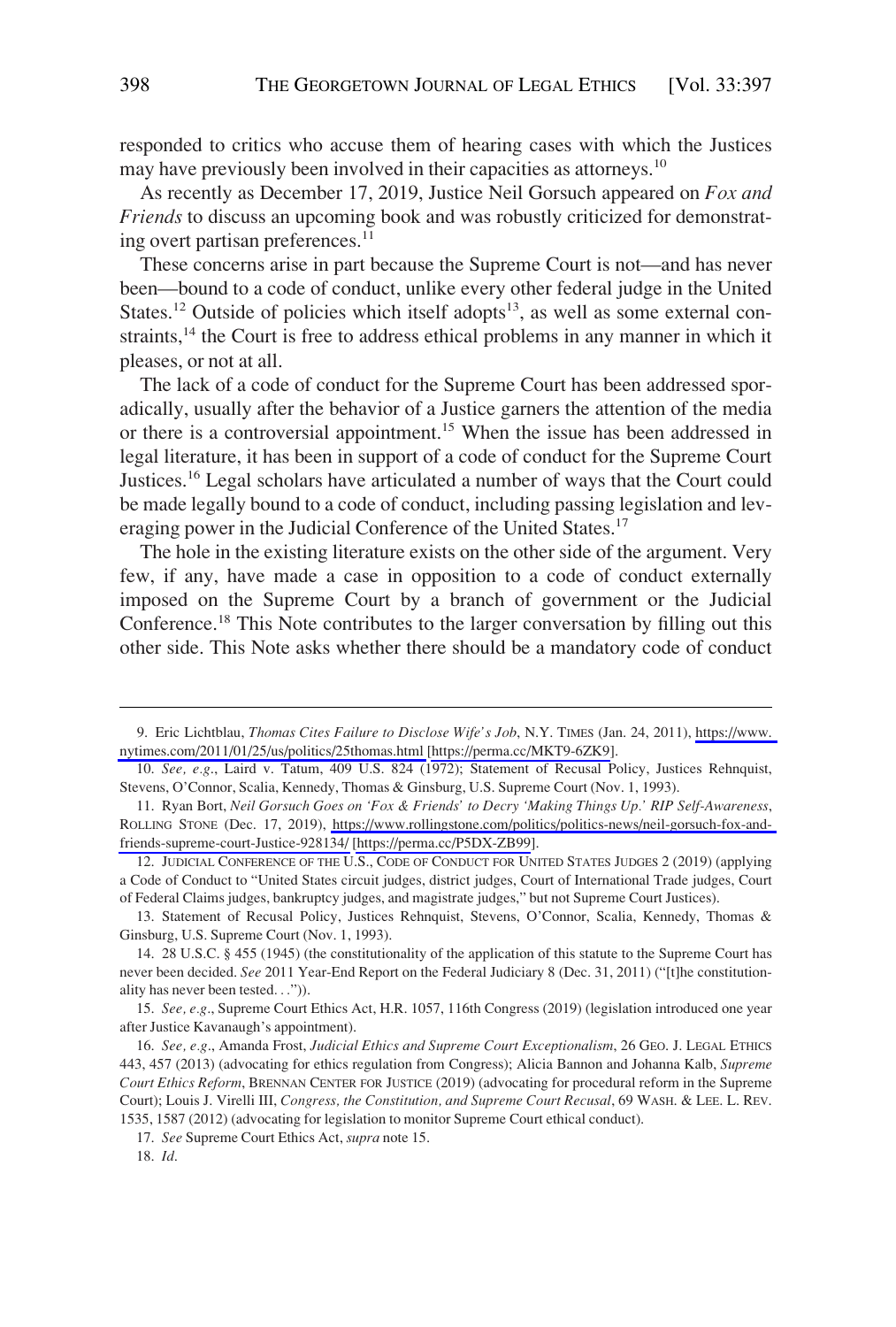responded to critics who accuse them of hearing cases with which the Justices may have previously been involved in their capacities as attorneys.[10]

As recently as December 17, 2019, Justice Neil Gorsuch appeared on *Fox and Friends* to discuss an upcoming book and was robustly criticized for demonstrating overt partisan preferences.[11]

These concerns arise in part because the Supreme Court is not—and has never been—bound to a code of conduct, unlike every other federal judge in the United States.[12] Outside of policies which itself adopts[13], as well as some external constraints,[14] the Court is free to address ethical problems in any manner in which it pleases, or not at all.

The lack of a code of conduct for the Supreme Court has been addressed sporadically, usually after the behavior of a Justice garners the attention of the media or there is a controversial appointment.[15] When the issue has been addressed in legal literature, it has been in support of a code of conduct for the Supreme Court Justices.[16] Legal scholars have articulated a number of ways that the Court could be made legally bound to a code of conduct, including passing legislation and leveraging power in the Judicial Conference of the United States.[17]

The hole in the existing literature exists on the other side of the argument. Very few, if any, have made a case in opposition to a code of conduct externally imposed on the Supreme Court by a branch of government or the Judicial Conference.[18] This Note contributes to the larger conversation by filling out this other side. This Note asks whether there should be a mandatory code of conduct

---

9. Eric Lichtblau, *Thomas Cites Failure to Disclose Wife's Job*, N.Y. TIMES (Jan. 24, 2011), https://www.nytimes.com/2011/01/25/us/politics/25thomas.html [https://perma.cc/MKT9-6ZK9].

10. *See, e.g.*, Laird v. Tatum, 409 U.S. 824 (1972); Statement of Recusal Policy, Justices Rehnquist, Stevens, O'Connor, Scalia, Kennedy, Thomas & Ginsburg, U.S. Supreme Court (Nov. 1, 1993).

11. Ryan Bort, *Neil Gorsuch Goes on 'Fox & Friends' to Decry 'Making Things Up.' RIP Self-Awareness*, ROLLING STONE (Dec. 17, 2019), https://www.rollingstone.com/politics/politics-news/neil-gorsuch-fox-and-friends-supreme-court-Justice-928134/ [https://perma.cc/P5DX-ZB99].

12. JUDICIAL CONFERENCE OF THE U.S., CODE OF CONDUCT FOR UNITED STATES JUDGES 2 (2019) (applying a Code of Conduct to "United States circuit judges, district judges, Court of International Trade judges, Court of Federal Claims judges, bankruptcy judges, and magistrate judges," but not Supreme Court Justices).

13. Statement of Recusal Policy, Justices Rehnquist, Stevens, O'Connor, Scalia, Kennedy, Thomas & Ginsburg, U.S. Supreme Court (Nov. 1, 1993).

14. 28 U.S.C. § 455 (1945) (the constitutionality of the application of this statute to the Supreme Court has never been decided. *See* 2011 Year-End Report on the Federal Judiciary 8 (Dec. 31, 2011) ("[t]he constitutionality has never been tested. . .")).

15. *See, e.g.*, Supreme Court Ethics Act, H.R. 1057, 116th Congress (2019) (legislation introduced one year after Justice Kavanaugh's appointment).

16. *See, e.g.*, Amanda Frost, *Judicial Ethics and Supreme Court Exceptionalism*, 26 GEO. J. LEGAL ETHICS 443, 457 (2013) (advocating for ethics regulation from Congress); Alicia Bannon and Johanna Kalb, *Supreme Court Ethics Reform*, BRENNAN CENTER FOR JUSTICE (2019) (advocating for procedural reform in the Supreme Court); Louis J. Virelli III, *Congress, the Constitution, and Supreme Court Recusal*, 69 WASH. & LEE. L. REV. 1535, 1587 (2012) (advocating for legislation to monitor Supreme Court ethical conduct).

17. *See* Supreme Court Ethics Act, *supra* note 15.

18. *Id.*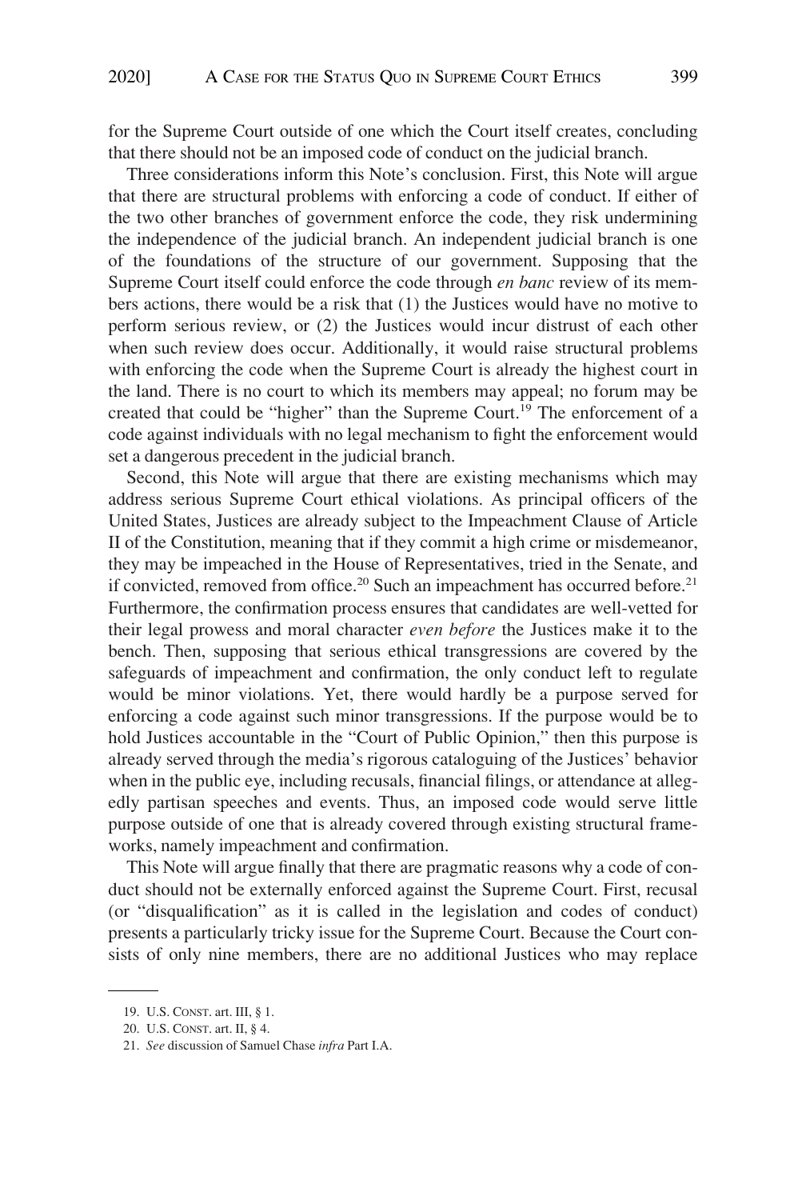for the Supreme Court outside of one which the Court itself creates, concluding that there should not be an imposed code of conduct on the judicial branch.

Three considerations inform this Note's conclusion. First, this Note will argue that there are structural problems with enforcing a code of conduct. If either of the two other branches of government enforce the code, they risk undermining the independence of the judicial branch. An independent judicial branch is one of the foundations of the structure of our government. Supposing that the Supreme Court itself could enforce the code through *en banc* review of its members actions, there would be a risk that (1) the Justices would have no motive to perform serious review, or (2) the Justices would incur distrust of each other when such review does occur. Additionally, it would raise structural problems with enforcing the code when the Supreme Court is already the highest court in the land. There is no court to which its members may appeal; no forum may be created that could be "higher" than the Supreme Court.[19] The enforcement of a code against individuals with no legal mechanism to fight the enforcement would set a dangerous precedent in the judicial branch.

Second, this Note will argue that there are existing mechanisms which may address serious Supreme Court ethical violations. As principal officers of the United States, Justices are already subject to the Impeachment Clause of Article II of the Constitution, meaning that if they commit a high crime or misdemeanor, they may be impeached in the House of Representatives, tried in the Senate, and if convicted, removed from office.[20] Such an impeachment has occurred before.[21] Furthermore, the confirmation process ensures that candidates are well-vetted for their legal prowess and moral character *even before* the Justices make it to the bench. Then, supposing that serious ethical transgressions are covered by the safeguards of impeachment and confirmation, the only conduct left to regulate would be minor violations. Yet, there would hardly be a purpose served for enforcing a code against such minor transgressions. If the purpose would be to hold Justices accountable in the "Court of Public Opinion," then this purpose is already served through the media's rigorous cataloguing of the Justices' behavior when in the public eye, including recusals, financial filings, or attendance at allegedly partisan speeches and events. Thus, an imposed code would serve little purpose outside of one that is already covered through existing structural frameworks, namely impeachment and confirmation.

This Note will argue finally that there are pragmatic reasons why a code of conduct should not be externally enforced against the Supreme Court. First, recusal (or "disqualification" as it is called in the legislation and codes of conduct) presents a particularly tricky issue for the Supreme Court. Because the Court consists of only nine members, there are no additional Justices who may replace

---

19. U.S. CONST. art. III, § 1.

20. U.S. CONST. art. II, § 4.

21. *See* discussion of Samuel Chase *infra* Part I.A.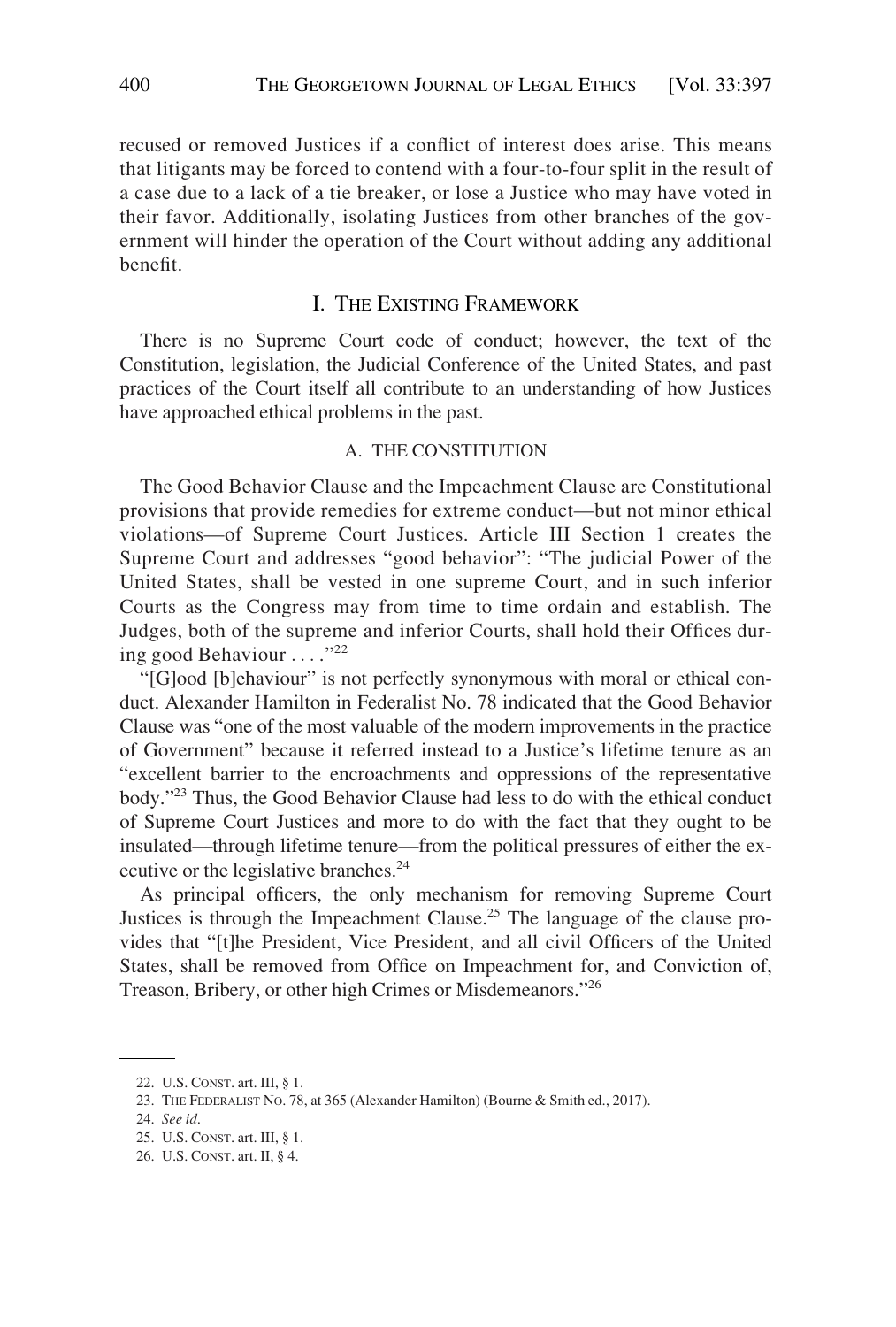recused or removed Justices if a conflict of interest does arise. This means that litigants may be forced to contend with a four-to-four split in the result of a case due to a lack of a tie breaker, or lose a Justice who may have voted in their favor. Additionally, isolating Justices from other branches of the government will hinder the operation of the Court without adding any additional benefit.

## I. THE EXISTING FRAMEWORK

There is no Supreme Court code of conduct; however, the text of the Constitution, legislation, the Judicial Conference of the United States, and past practices of the Court itself all contribute to an understanding of how Justices have approached ethical problems in the past.

### A. THE CONSTITUTION

The Good Behavior Clause and the Impeachment Clause are Constitutional provisions that provide remedies for extreme conduct—but not minor ethical violations—of Supreme Court Justices. Article III Section 1 creates the Supreme Court and addresses "good behavior": "The judicial Power of the United States, shall be vested in one supreme Court, and in such inferior Courts as the Congress may from time to time ordain and establish. The Judges, both of the supreme and inferior Courts, shall hold their Offices during good Behaviour . . . ."[22]

"[G]ood [b]ehaviour" is not perfectly synonymous with moral or ethical conduct. Alexander Hamilton in Federalist No. 78 indicated that the Good Behavior Clause was "one of the most valuable of the modern improvements in the practice of Government" because it referred instead to a Justice's lifetime tenure as an "excellent barrier to the encroachments and oppressions of the representative body."[23] Thus, the Good Behavior Clause had less to do with the ethical conduct of Supreme Court Justices and more to do with the fact that they ought to be insulated—through lifetime tenure—from the political pressures of either the executive or the legislative branches.[24]

As principal officers, the only mechanism for removing Supreme Court Justices is through the Impeachment Clause.[25] The language of the clause provides that "[t]he President, Vice President, and all civil Officers of the United States, shall be removed from Office on Impeachment for, and Conviction of, Treason, Bribery, or other high Crimes or Misdemeanors."[26]

---

22. U.S. CONST. art. III, § 1.
23. THE FEDERALIST NO. 78, at 365 (Alexander Hamilton) (Bourne & Smith ed., 2017).
24. *See id.*
25. U.S. CONST. art. III, § 1.
26. U.S. CONST. art. II, § 4.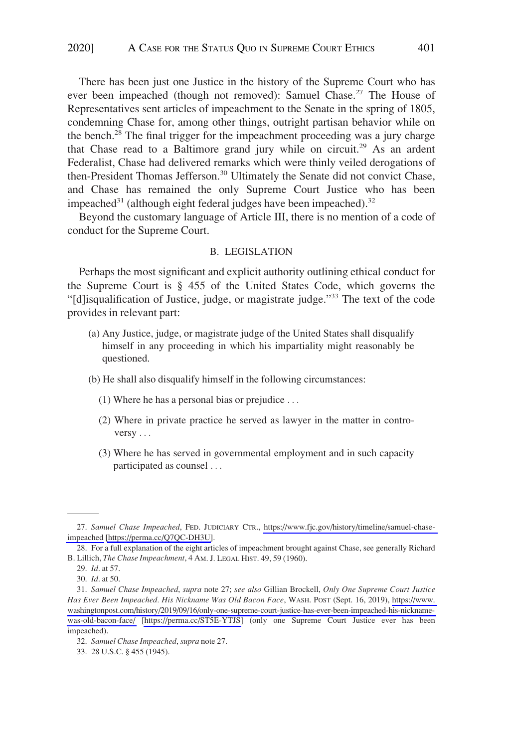There has been just one Justice in the history of the Supreme Court who has ever been impeached (though not removed): Samuel Chase.[27] The House of Representatives sent articles of impeachment to the Senate in the spring of 1805, condemning Chase for, among other things, outright partisan behavior while on the bench.[28] The final trigger for the impeachment proceeding was a jury charge that Chase read to a Baltimore grand jury while on circuit.[29] As an ardent Federalist, Chase had delivered remarks which were thinly veiled derogations of then-President Thomas Jefferson.[30] Ultimately the Senate did not convict Chase, and Chase has remained the only Supreme Court Justice who has been impeached[31] (although eight federal judges have been impeached).[32]

Beyond the customary language of Article III, there is no mention of a code of conduct for the Supreme Court.

### B. LEGISLATION

Perhaps the most significant and explicit authority outlining ethical conduct for the Supreme Court is § 455 of the United States Code, which governs the "[d]isqualification of Justice, judge, or magistrate judge."[33] The text of the code provides in relevant part:

> (a) Any Justice, judge, or magistrate judge of the United States shall disqualify himself in any proceeding in which his impartiality might reasonably be questioned.
>
> (b) He shall also disqualify himself in the following circumstances:
>
> (1) Where he has a personal bias or prejudice . . .
>
> (2) Where in private practice he served as lawyer in the matter in controversy . . .
>
> (3) Where he has served in governmental employment and in such capacity participated as counsel . . .

---

27. *Samuel Chase Impeached*, FED. JUDICIARY CTR., https://www.fjc.gov/history/timeline/samuel-chase-impeached [https://perma.cc/Q7QC-DH3U].

28. For a full explanation of the eight articles of impeachment brought against Chase, see generally Richard B. Lillich, *The Chase Impeachment*, 4 AM. J. LEGAL HIST. 49, 59 (1960).

29. *Id*. at 57.

30. *Id*. at 50.

31. *Samuel Chase Impeached*, *supra* note 27; *see also* Gillian Brockell, *Only One Supreme Court Justice Has Ever Been Impeached. His Nickname Was Old Bacon Face*, WASH. POST (Sept. 16, 2019), https://www.washingtonpost.com/history/2019/09/16/only-one-supreme-court-justice-has-ever-been-impeached-his-nickname-was-old-bacon-face/ [https://perma.cc/ST5E-YTJS] (only one Supreme Court Justice ever has been impeached).

32. *Samuel Chase Impeached*, *supra* note 27.

33. 28 U.S.C. § 455 (1945).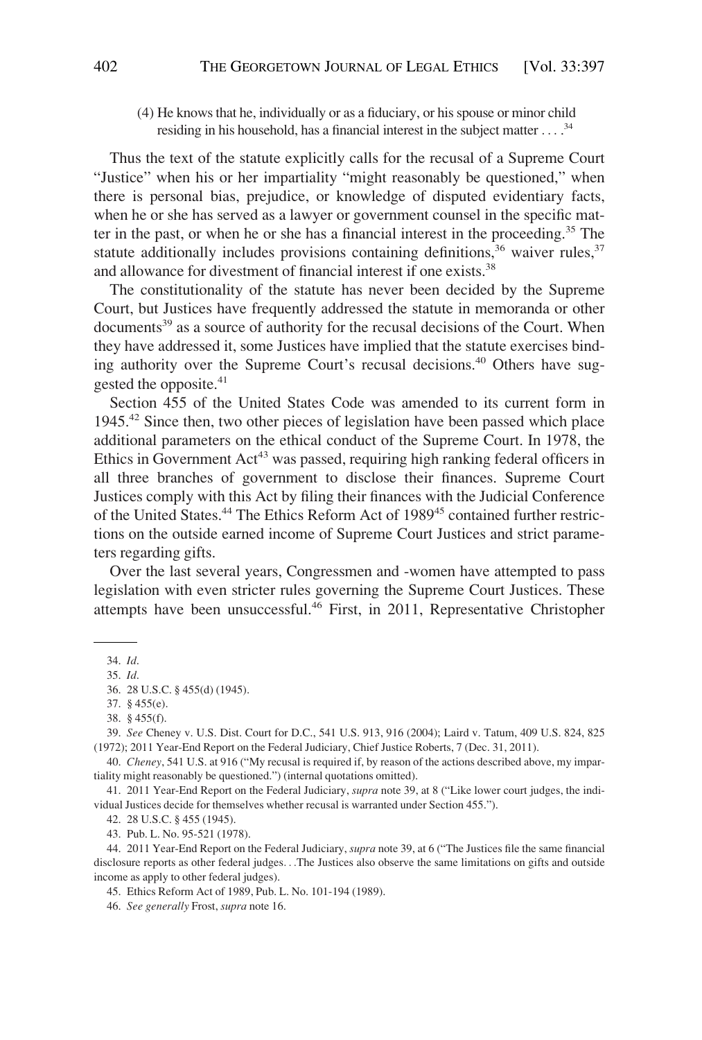(4) He knows that he, individually or as a fiduciary, or his spouse or minor child residing in his household, has a financial interest in the subject matter . . . .[34]

Thus the text of the statute explicitly calls for the recusal of a Supreme Court "Justice" when his or her impartiality "might reasonably be questioned," when there is personal bias, prejudice, or knowledge of disputed evidentiary facts, when he or she has served as a lawyer or government counsel in the specific matter in the past, or when he or she has a financial interest in the proceeding.[35] The statute additionally includes provisions containing definitions,[36] waiver rules,[37] and allowance for divestment of financial interest if one exists.[38]

The constitutionality of the statute has never been decided by the Supreme Court, but Justices have frequently addressed the statute in memoranda or other documents[39] as a source of authority for the recusal decisions of the Court. When they have addressed it, some Justices have implied that the statute exercises binding authority over the Supreme Court's recusal decisions.[40] Others have suggested the opposite.[41]

Section 455 of the United States Code was amended to its current form in 1945.[42] Since then, two other pieces of legislation have been passed which place additional parameters on the ethical conduct of the Supreme Court. In 1978, the Ethics in Government Act[43] was passed, requiring high ranking federal officers in all three branches of government to disclose their finances. Supreme Court Justices comply with this Act by filing their finances with the Judicial Conference of the United States.[44] The Ethics Reform Act of 1989[45] contained further restrictions on the outside earned income of Supreme Court Justices and strict parameters regarding gifts.

Over the last several years, Congressmen and -women have attempted to pass legislation with even stricter rules governing the Supreme Court Justices. These attempts have been unsuccessful.[46] First, in 2011, Representative Christopher

---

34. *Id*.

35. *Id*.

36. 28 U.S.C. § 455(d) (1945).

37. § 455(e).

38. § 455(f).

39. *See* Cheney v. U.S. Dist. Court for D.C., 541 U.S. 913, 916 (2004); Laird v. Tatum, 409 U.S. 824, 825 (1972); 2011 Year-End Report on the Federal Judiciary, Chief Justice Roberts, 7 (Dec. 31, 2011).

40. *Cheney*, 541 U.S. at 916 ("My recusal is required if, by reason of the actions described above, my impartiality might reasonably be questioned.") (internal quotations omitted).

41. 2011 Year-End Report on the Federal Judiciary, *supra* note 39, at 8 ("Like lower court judges, the individual Justices decide for themselves whether recusal is warranted under Section 455.").

42. 28 U.S.C. § 455 (1945).

43. Pub. L. No. 95-521 (1978).

44. 2011 Year-End Report on the Federal Judiciary, *supra* note 39, at 6 ("The Justices file the same financial disclosure reports as other federal judges. . .The Justices also observe the same limitations on gifts and outside income as apply to other federal judges).

45. Ethics Reform Act of 1989, Pub. L. No. 101-194 (1989).

46. *See generally* Frost, *supra* note 16.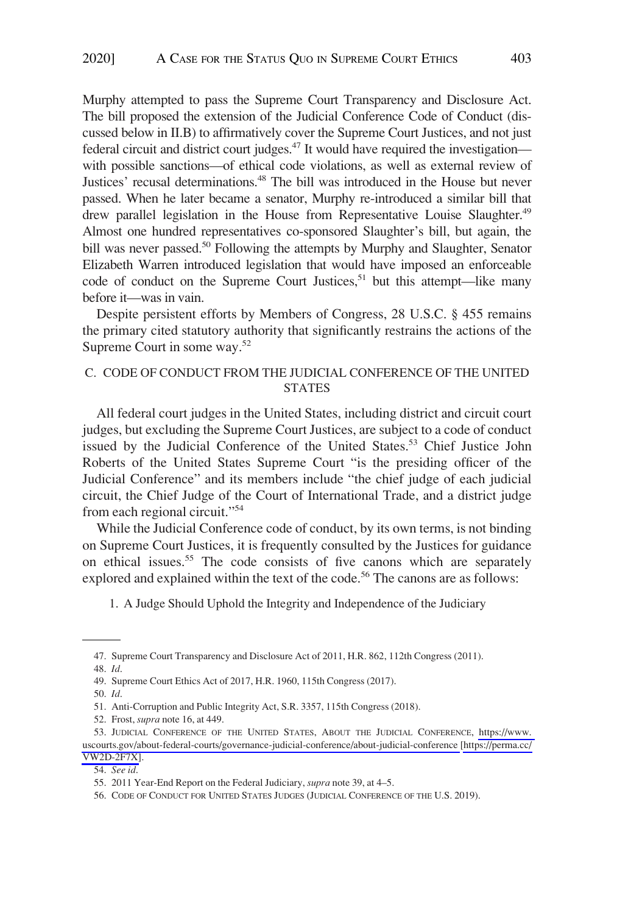Murphy attempted to pass the Supreme Court Transparency and Disclosure Act. The bill proposed the extension of the Judicial Conference Code of Conduct (discussed below in II.B) to affirmatively cover the Supreme Court Justices, and not just federal circuit and district court judges.[47] It would have required the investigation—with possible sanctions—of ethical code violations, as well as external review of Justices' recusal determinations.[48] The bill was introduced in the House but never passed. When he later became a senator, Murphy re-introduced a similar bill that drew parallel legislation in the House from Representative Louise Slaughter.[49] Almost one hundred representatives co-sponsored Slaughter's bill, but again, the bill was never passed.[50] Following the attempts by Murphy and Slaughter, Senator Elizabeth Warren introduced legislation that would have imposed an enforceable code of conduct on the Supreme Court Justices,[51] but this attempt—like many before it—was in vain.

Despite persistent efforts by Members of Congress, 28 U.S.C. § 455 remains the primary cited statutory authority that significantly restrains the actions of the Supreme Court in some way.[52]

### C. CODE OF CONDUCT FROM THE JUDICIAL CONFERENCE OF THE UNITED STATES

All federal court judges in the United States, including district and circuit court judges, but excluding the Supreme Court Justices, are subject to a code of conduct issued by the Judicial Conference of the United States.[53] Chief Justice John Roberts of the United States Supreme Court "is the presiding officer of the Judicial Conference" and its members include "the chief judge of each judicial circuit, the Chief Judge of the Court of International Trade, and a district judge from each regional circuit."[54]

While the Judicial Conference code of conduct, by its own terms, is not binding on Supreme Court Justices, it is frequently consulted by the Justices for guidance on ethical issues.[55] The code consists of five canons which are separately explored and explained within the text of the code.[56] The canons are as follows:

1. A Judge Should Uphold the Integrity and Independence of the Judiciary

---

47. Supreme Court Transparency and Disclosure Act of 2011, H.R. 862, 112th Congress (2011).

48. *Id.*

49. Supreme Court Ethics Act of 2017, H.R. 1960, 115th Congress (2017).

50. *Id.*

51. Anti-Corruption and Public Integrity Act, S.R. 3357, 115th Congress (2018).

52. Frost, *supra* note 16, at 449.

53. JUDICIAL CONFERENCE OF THE UNITED STATES, ABOUT THE JUDICIAL CONFERENCE, https://www.uscourts.gov/about-federal-courts/governance-judicial-conference/about-judicial-conference [https://perma.cc/VW2D-2F7X].

54. *See id.*

55. 2011 Year-End Report on the Federal Judiciary, *supra* note 39, at 4–5.

56. CODE OF CONDUCT FOR UNITED STATES JUDGES (JUDICIAL CONFERENCE OF THE U.S. 2019).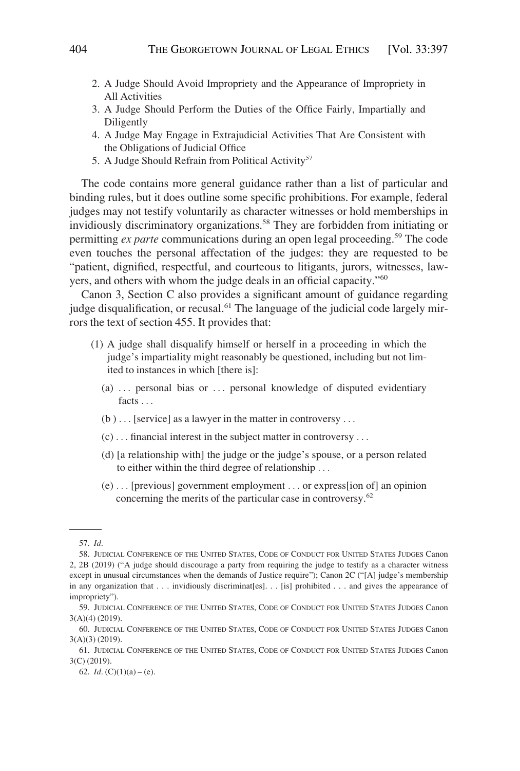2. A Judge Should Avoid Impropriety and the Appearance of Impropriety in All Activities
3. A Judge Should Perform the Duties of the Office Fairly, Impartially and Diligently
4. A Judge May Engage in Extrajudicial Activities That Are Consistent with the Obligations of Judicial Office
5. A Judge Should Refrain from Political Activity[57]

The code contains more general guidance rather than a list of particular and binding rules, but it does outline some specific prohibitions. For example, federal judges may not testify voluntarily as character witnesses or hold memberships in invidiously discriminatory organizations.[58] They are forbidden from initiating or permitting *ex parte* communications during an open legal proceeding.[59] The code even touches the personal affectation of the judges: they are requested to be "patient, dignified, respectful, and courteous to litigants, jurors, witnesses, lawyers, and others with whom the judge deals in an official capacity."[60]

Canon 3, Section C also provides a significant amount of guidance regarding judge disqualification, or recusal.[61] The language of the judicial code largely mirrors the text of section 455. It provides that:

> (1) A judge shall disqualify himself or herself in a proceeding in which the judge's impartiality might reasonably be questioned, including but not limited to instances in which [there is]:
>
> (a) . . . personal bias or . . . personal knowledge of disputed evidentiary facts . . .
>
> (b ) . . . [service] as a lawyer in the matter in controversy . . .
>
> (c) . . . financial interest in the subject matter in controversy . . .
>
> (d) [a relationship with] the judge or the judge's spouse, or a person related to either within the third degree of relationship . . .
>
> (e) . . . [previous] government employment . . . or express[ion of] an opinion concerning the merits of the particular case in controversy.[62]

---

57. *Id.*

58. JUDICIAL CONFERENCE OF THE UNITED STATES, CODE OF CONDUCT FOR UNITED STATES JUDGES Canon 2, 2B (2019) ("A judge should discourage a party from requiring the judge to testify as a character witness except in unusual circumstances when the demands of Justice require"); Canon 2C ("[A] judge's membership in any organization that . . . invidiously discriminat[es]. . . [is] prohibited . . . and gives the appearance of impropriety").

59. JUDICIAL CONFERENCE OF THE UNITED STATES, CODE OF CONDUCT FOR UNITED STATES JUDGES Canon 3(A)(4) (2019).

60. JUDICIAL CONFERENCE OF THE UNITED STATES, CODE OF CONDUCT FOR UNITED STATES JUDGES Canon 3(A)(3) (2019).

61. JUDICIAL CONFERENCE OF THE UNITED STATES, CODE OF CONDUCT FOR UNITED STATES JUDGES Canon 3(C) (2019).

62. *Id.* (C)(1)(a) – (e).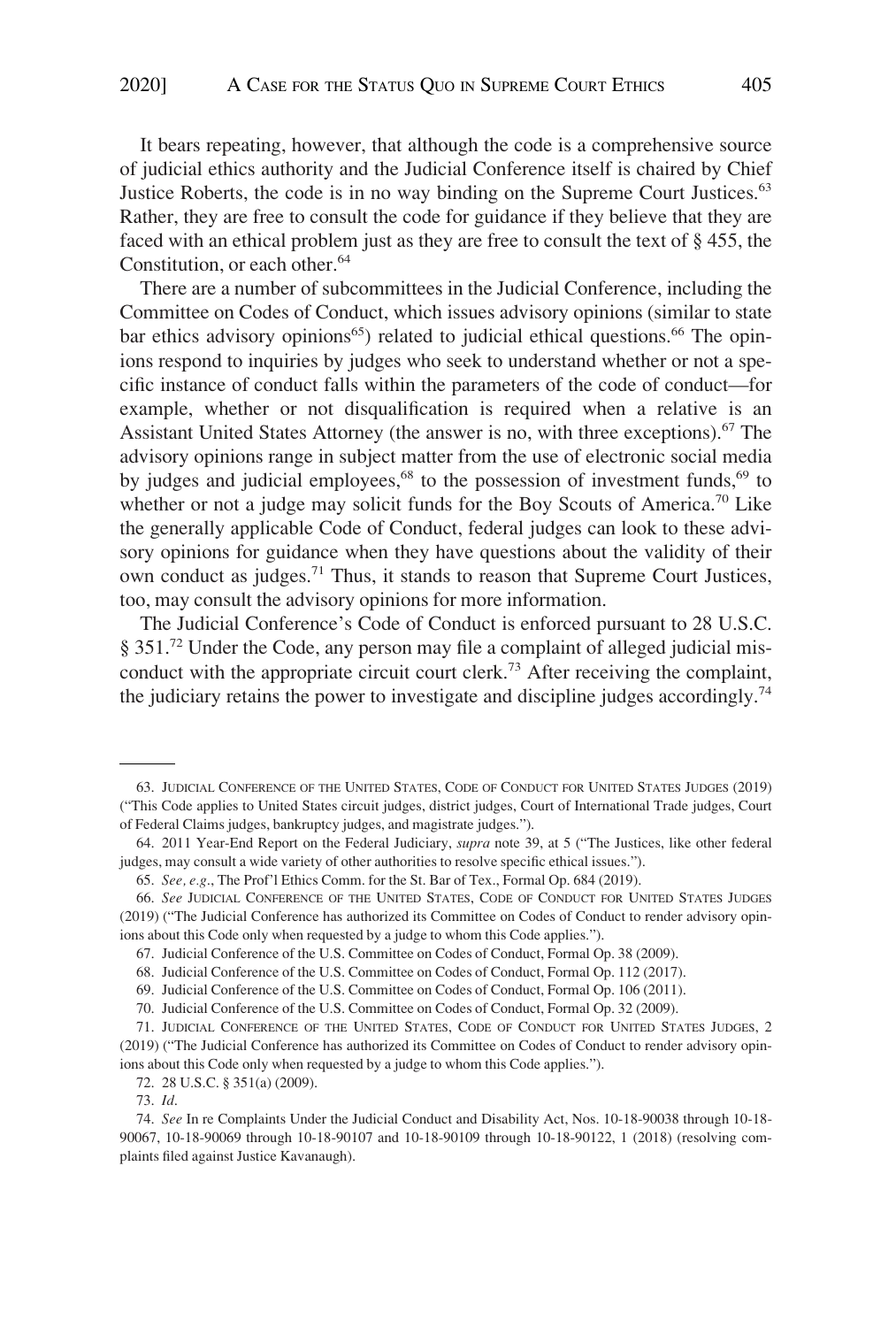It bears repeating, however, that although the code is a comprehensive source of judicial ethics authority and the Judicial Conference itself is chaired by Chief Justice Roberts, the code is in no way binding on the Supreme Court Justices.[63] Rather, they are free to consult the code for guidance if they believe that they are faced with an ethical problem just as they are free to consult the text of § 455, the Constitution, or each other.[64]

There are a number of subcommittees in the Judicial Conference, including the Committee on Codes of Conduct, which issues advisory opinions (similar to state bar ethics advisory opinions[65]) related to judicial ethical questions.[66] The opinions respond to inquiries by judges who seek to understand whether or not a specific instance of conduct falls within the parameters of the code of conduct—for example, whether or not disqualification is required when a relative is an Assistant United States Attorney (the answer is no, with three exceptions).[67] The advisory opinions range in subject matter from the use of electronic social media by judges and judicial employees,[68] to the possession of investment funds,[69] to whether or not a judge may solicit funds for the Boy Scouts of America.[70] Like the generally applicable Code of Conduct, federal judges can look to these advisory opinions for guidance when they have questions about the validity of their own conduct as judges.[71] Thus, it stands to reason that Supreme Court Justices, too, may consult the advisory opinions for more information.

The Judicial Conference's Code of Conduct is enforced pursuant to 28 U.S.C. § 351.[72] Under the Code, any person may file a complaint of alleged judicial misconduct with the appropriate circuit court clerk.[73] After receiving the complaint, the judiciary retains the power to investigate and discipline judges accordingly.[74]

---

63. JUDICIAL CONFERENCE OF THE UNITED STATES, CODE OF CONDUCT FOR UNITED STATES JUDGES (2019) ("This Code applies to United States circuit judges, district judges, Court of International Trade judges, Court of Federal Claims judges, bankruptcy judges, and magistrate judges.").

64. 2011 Year-End Report on the Federal Judiciary, *supra* note 39, at 5 ("The Justices, like other federal judges, may consult a wide variety of other authorities to resolve specific ethical issues.").

65. *See, e.g.*, The Prof'l Ethics Comm. for the St. Bar of Tex., Formal Op. 684 (2019).

66. *See* JUDICIAL CONFERENCE OF THE UNITED STATES, CODE OF CONDUCT FOR UNITED STATES JUDGES (2019) ("The Judicial Conference has authorized its Committee on Codes of Conduct to render advisory opinions about this Code only when requested by a judge to whom this Code applies.").

67. Judicial Conference of the U.S. Committee on Codes of Conduct, Formal Op. 38 (2009).

68. Judicial Conference of the U.S. Committee on Codes of Conduct, Formal Op. 112 (2017).

69. Judicial Conference of the U.S. Committee on Codes of Conduct, Formal Op. 106 (2011).

70. Judicial Conference of the U.S. Committee on Codes of Conduct, Formal Op. 32 (2009).

71. JUDICIAL CONFERENCE OF THE UNITED STATES, CODE OF CONDUCT FOR UNITED STATES JUDGES, 2 (2019) ("The Judicial Conference has authorized its Committee on Codes of Conduct to render advisory opinions about this Code only when requested by a judge to whom this Code applies.").

72. 28 U.S.C. § 351(a) (2009).

73. *Id*.

74. *See* In re Complaints Under the Judicial Conduct and Disability Act, Nos. 10-18-90038 through 10-18-90067, 10-18-90069 through 10-18-90107 and 10-18-90109 through 10-18-90122, 1 (2018) (resolving complaints filed against Justice Kavanaugh).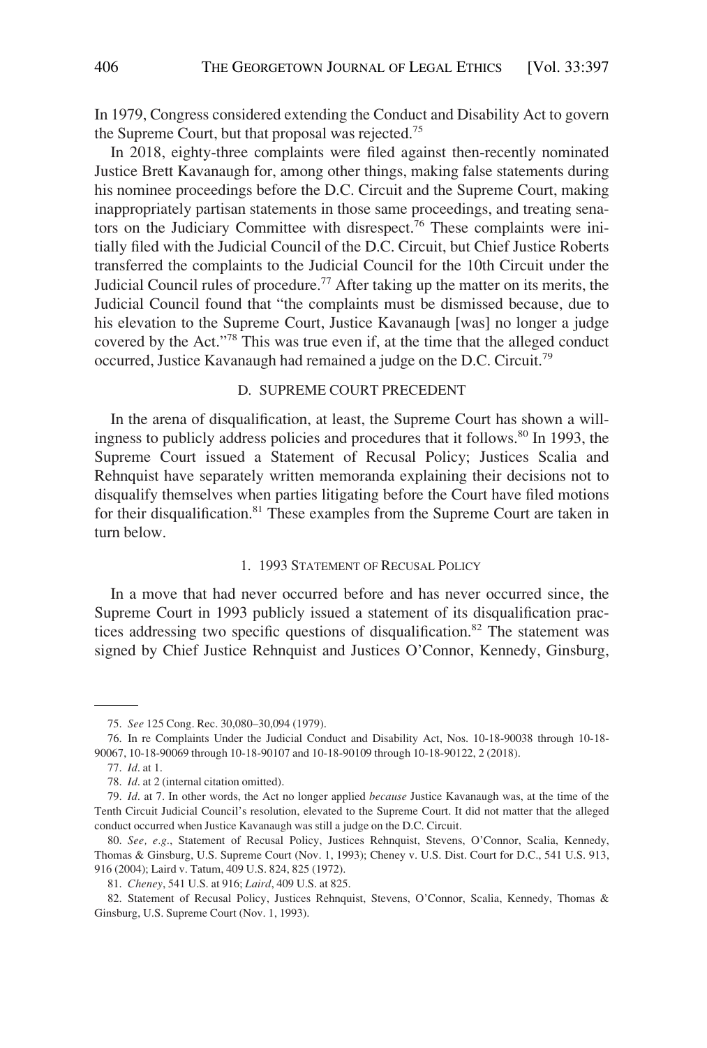In 1979, Congress considered extending the Conduct and Disability Act to govern the Supreme Court, but that proposal was rejected.[75]

In 2018, eighty-three complaints were filed against then-recently nominated Justice Brett Kavanaugh for, among other things, making false statements during his nominee proceedings before the D.C. Circuit and the Supreme Court, making inappropriately partisan statements in those same proceedings, and treating senators on the Judiciary Committee with disrespect.[76] These complaints were initially filed with the Judicial Council of the D.C. Circuit, but Chief Justice Roberts transferred the complaints to the Judicial Council for the 10th Circuit under the Judicial Council rules of procedure.[77] After taking up the matter on its merits, the Judicial Council found that "the complaints must be dismissed because, due to his elevation to the Supreme Court, Justice Kavanaugh [was] no longer a judge covered by the Act."[78] This was true even if, at the time that the alleged conduct occurred, Justice Kavanaugh had remained a judge on the D.C. Circuit.[79]

### D. Supreme Court Precedent

In the arena of disqualification, at least, the Supreme Court has shown a willingness to publicly address policies and procedures that it follows.[80] In 1993, the Supreme Court issued a Statement of Recusal Policy; Justices Scalia and Rehnquist have separately written memoranda explaining their decisions not to disqualify themselves when parties litigating before the Court have filed motions for their disqualification.[81] These examples from the Supreme Court are taken in turn below.

#### 1. 1993 Statement of Recusal Policy

In a move that had never occurred before and has never occurred since, the Supreme Court in 1993 publicly issued a statement of its disqualification practices addressing two specific questions of disqualification.[82] The statement was signed by Chief Justice Rehnquist and Justices O'Connor, Kennedy, Ginsburg,

---

75. *See* 125 Cong. Rec. 30,080–30,094 (1979).

76. In re Complaints Under the Judicial Conduct and Disability Act, Nos. 10-18-90038 through 10-18-90067, 10-18-90069 through 10-18-90107 and 10-18-90109 through 10-18-90122, 2 (2018).

77. *Id*. at 1.

78. *Id*. at 2 (internal citation omitted).

79. *Id*. at 7. In other words, the Act no longer applied *because* Justice Kavanaugh was, at the time of the Tenth Circuit Judicial Council's resolution, elevated to the Supreme Court. It did not matter that the alleged conduct occurred when Justice Kavanaugh was still a judge on the D.C. Circuit.

80. *See, e.g*., Statement of Recusal Policy, Justices Rehnquist, Stevens, O'Connor, Scalia, Kennedy, Thomas & Ginsburg, U.S. Supreme Court (Nov. 1, 1993); Cheney v. U.S. Dist. Court for D.C., 541 U.S. 913, 916 (2004); Laird v. Tatum, 409 U.S. 824, 825 (1972).

81. *Cheney*, 541 U.S. at 916; *Laird*, 409 U.S. at 825.

82. Statement of Recusal Policy, Justices Rehnquist, Stevens, O'Connor, Scalia, Kennedy, Thomas & Ginsburg, U.S. Supreme Court (Nov. 1, 1993).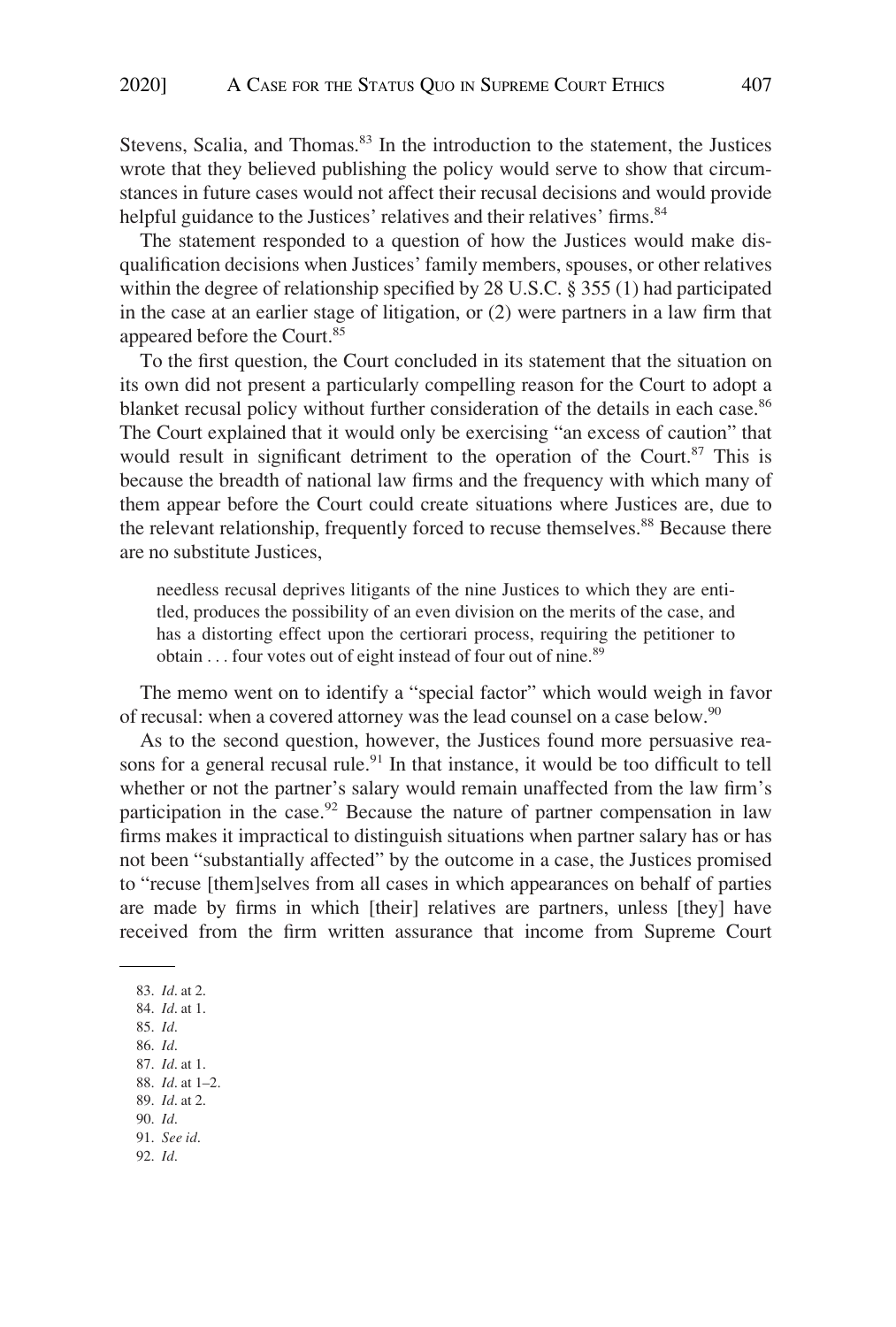Stevens, Scalia, and Thomas.[83] In the introduction to the statement, the Justices wrote that they believed publishing the policy would serve to show that circumstances in future cases would not affect their recusal decisions and would provide helpful guidance to the Justices' relatives and their relatives' firms.[84]

The statement responded to a question of how the Justices would make disqualification decisions when Justices' family members, spouses, or other relatives within the degree of relationship specified by 28 U.S.C. § 355 (1) had participated in the case at an earlier stage of litigation, or (2) were partners in a law firm that appeared before the Court.[85]

To the first question, the Court concluded in its statement that the situation on its own did not present a particularly compelling reason for the Court to adopt a blanket recusal policy without further consideration of the details in each case.[86] The Court explained that it would only be exercising "an excess of caution" that would result in significant detriment to the operation of the Court.[87] This is because the breadth of national law firms and the frequency with which many of them appear before the Court could create situations where Justices are, due to the relevant relationship, frequently forced to recuse themselves.[88] Because there are no substitute Justices,

> needless recusal deprives litigants of the nine Justices to which they are entitled, produces the possibility of an even division on the merits of the case, and has a distorting effect upon the certiorari process, requiring the petitioner to obtain . . . four votes out of eight instead of four out of nine.[89]

The memo went on to identify a "special factor" which would weigh in favor of recusal: when a covered attorney was the lead counsel on a case below.[90]

As to the second question, however, the Justices found more persuasive reasons for a general recusal rule.[91] In that instance, it would be too difficult to tell whether or not the partner's salary would remain unaffected from the law firm's participation in the case.[92] Because the nature of partner compensation in law firms makes it impractical to distinguish situations when partner salary has or has not been "substantially affected" by the outcome in a case, the Justices promised to "recuse [them]selves from all cases in which appearances on behalf of parties are made by firms in which [their] relatives are partners, unless [they] have received from the firm written assurance that income from Supreme Court

---

83. *Id*. at 2.
84. *Id*. at 1.
85. *Id*.
86. *Id*.
87. *Id*. at 1.
88. *Id*. at 1–2.
89. *Id*. at 2.
90. *Id*.
91. *See id*.
92. *Id*.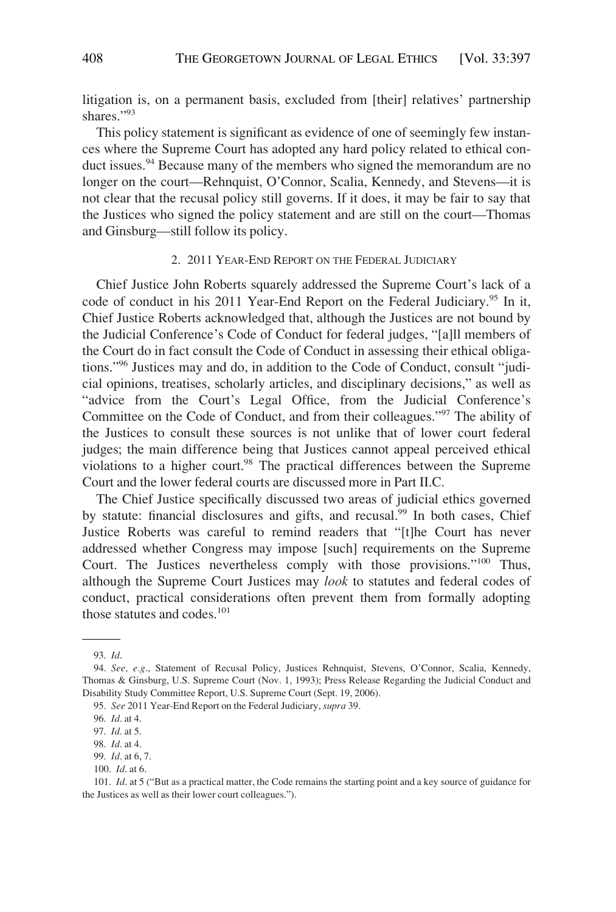litigation is, on a permanent basis, excluded from [their] relatives' partnership shares."[93]

This policy statement is significant as evidence of one of seemingly few instances where the Supreme Court has adopted any hard policy related to ethical conduct issues.[94] Because many of the members who signed the memorandum are no longer on the court—Rehnquist, O'Connor, Scalia, Kennedy, and Stevens—it is not clear that the recusal policy still governs. If it does, it may be fair to say that the Justices who signed the policy statement and are still on the court—Thomas and Ginsburg—still follow its policy.

### 2. 2011 Year-End Report on the Federal Judiciary

Chief Justice John Roberts squarely addressed the Supreme Court's lack of a code of conduct in his 2011 Year-End Report on the Federal Judiciary.[95] In it, Chief Justice Roberts acknowledged that, although the Justices are not bound by the Judicial Conference's Code of Conduct for federal judges, "[a]ll members of the Court do in fact consult the Code of Conduct in assessing their ethical obligations."[96] Justices may and do, in addition to the Code of Conduct, consult "judicial opinions, treatises, scholarly articles, and disciplinary decisions," as well as "advice from the Court's Legal Office, from the Judicial Conference's Committee on the Code of Conduct, and from their colleagues."[97] The ability of the Justices to consult these sources is not unlike that of lower court federal judges; the main difference being that Justices cannot appeal perceived ethical violations to a higher court.[98] The practical differences between the Supreme Court and the lower federal courts are discussed more in Part II.C.

The Chief Justice specifically discussed two areas of judicial ethics governed by statute: financial disclosures and gifts, and recusal.[99] In both cases, Chief Justice Roberts was careful to remind readers that "[t]he Court has never addressed whether Congress may impose [such] requirements on the Supreme Court. The Justices nevertheless comply with those provisions."[100] Thus, although the Supreme Court Justices may *look* to statutes and federal codes of conduct, practical considerations often prevent them from formally adopting those statutes and codes.[101]

---

93. *Id.*

94. *See, e.g.*, Statement of Recusal Policy, Justices Rehnquist, Stevens, O'Connor, Scalia, Kennedy, Thomas & Ginsburg, U.S. Supreme Court (Nov. 1, 1993); Press Release Regarding the Judicial Conduct and Disability Study Committee Report, U.S. Supreme Court (Sept. 19, 2006).

95. *See* 2011 Year-End Report on the Federal Judiciary, *supra* 39.

96. *Id.* at 4.

97. *Id.* at 5.

98. *Id.* at 4.

99. *Id.* at 6, 7.

100. *Id.* at 6.

101. *Id.* at 5 ("But as a practical matter, the Code remains the starting point and a key source of guidance for the Justices as well as their lower court colleagues.").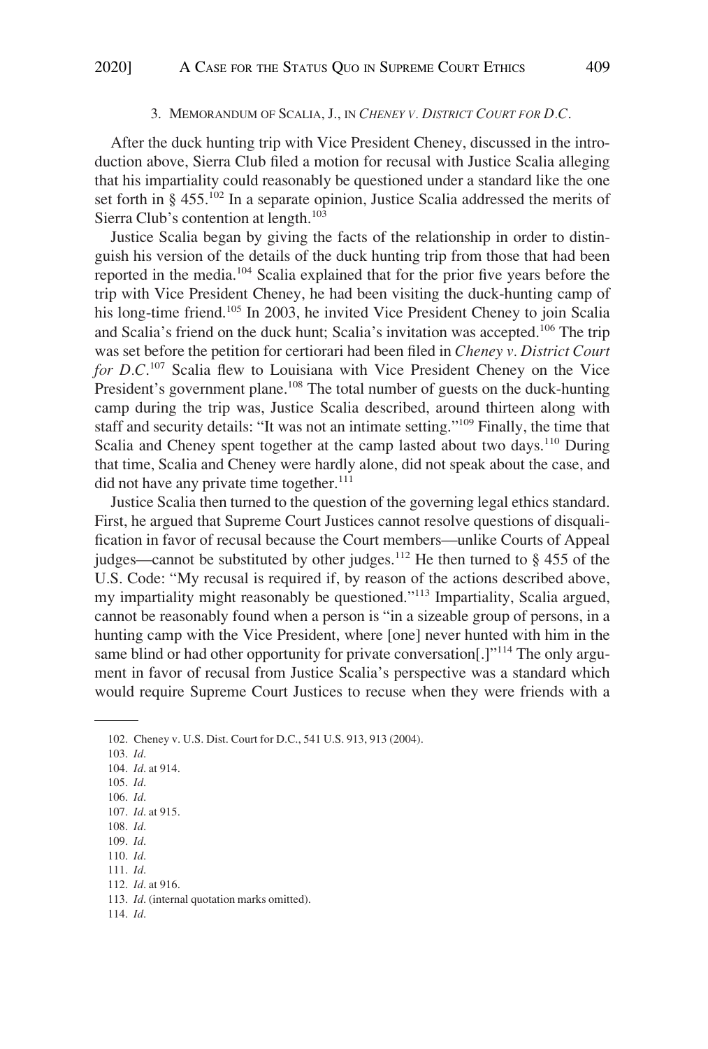### 3. MEMORANDUM OF SCALIA, J., IN *CHENEY V. DISTRICT COURT FOR D.C.*

After the duck hunting trip with Vice President Cheney, discussed in the introduction above, Sierra Club filed a motion for recusal with Justice Scalia alleging that his impartiality could reasonably be questioned under a standard like the one set forth in § 455.[102] In a separate opinion, Justice Scalia addressed the merits of Sierra Club's contention at length.[103]

Justice Scalia began by giving the facts of the relationship in order to distinguish his version of the details of the duck hunting trip from those that had been reported in the media.[104] Scalia explained that for the prior five years before the trip with Vice President Cheney, he had been visiting the duck-hunting camp of his long-time friend.[105] In 2003, he invited Vice President Cheney to join Scalia and Scalia's friend on the duck hunt; Scalia's invitation was accepted.[106] The trip was set before the petition for certiorari had been filed in *Cheney v. District Court for D.C.*[107] Scalia flew to Louisiana with Vice President Cheney on the Vice President's government plane.[108] The total number of guests on the duck-hunting camp during the trip was, Justice Scalia described, around thirteen along with staff and security details: "It was not an intimate setting."[109] Finally, the time that Scalia and Cheney spent together at the camp lasted about two days.[110] During that time, Scalia and Cheney were hardly alone, did not speak about the case, and did not have any private time together.[111]

Justice Scalia then turned to the question of the governing legal ethics standard. First, he argued that Supreme Court Justices cannot resolve questions of disqualification in favor of recusal because the Court members—unlike Courts of Appeal judges—cannot be substituted by other judges.[112] He then turned to § 455 of the U.S. Code: "My recusal is required if, by reason of the actions described above, my impartiality might reasonably be questioned."[113] Impartiality, Scalia argued, cannot be reasonably found when a person is "in a sizeable group of persons, in a hunting camp with the Vice President, where [one] never hunted with him in the same blind or had other opportunity for private conversation[.]"[114] The only argument in favor of recusal from Justice Scalia's perspective was a standard which would require Supreme Court Justices to recuse when they were friends with a

---

102. Cheney v. U.S. Dist. Court for D.C., 541 U.S. 913, 913 (2004).

103. *Id*.

104. *Id*. at 914.

105. *Id*.

106. *Id*.

107. *Id*. at 915.

108. *Id*.

109. *Id*.

110. *Id*.

111. *Id*.

112. *Id*. at 916.

113. *Id*. (internal quotation marks omitted).

114. *Id*.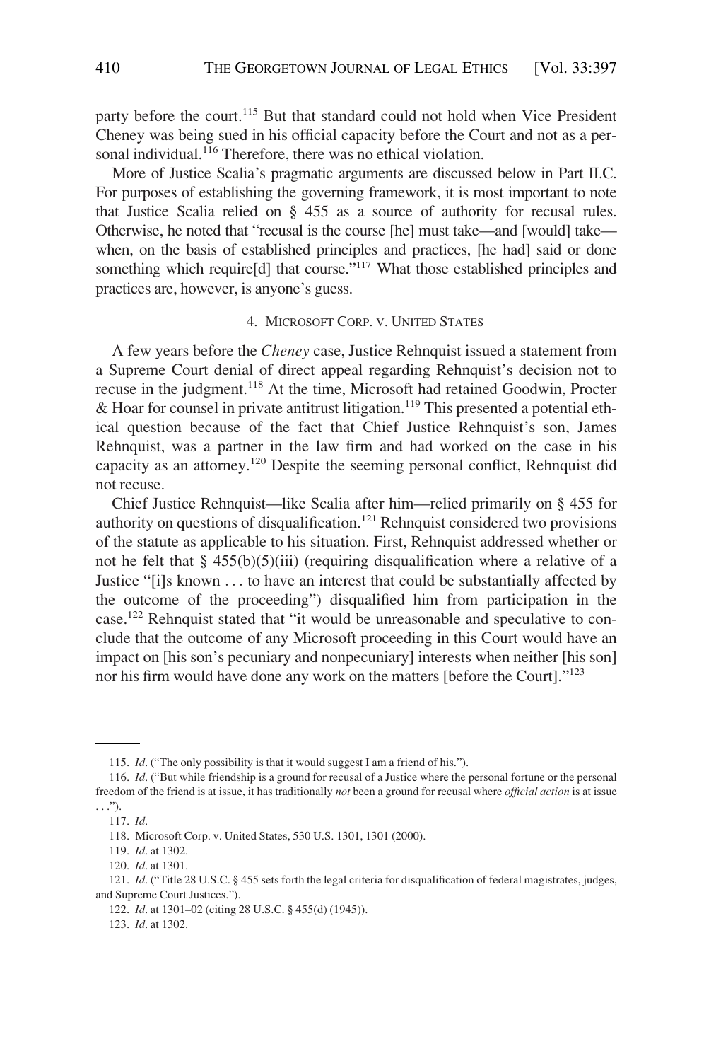party before the court.[115] But that standard could not hold when Vice President Cheney was being sued in his official capacity before the Court and not as a personal individual.[116] Therefore, there was no ethical violation.

More of Justice Scalia's pragmatic arguments are discussed below in Part II.C. For purposes of establishing the governing framework, it is most important to note that Justice Scalia relied on § 455 as a source of authority for recusal rules. Otherwise, he noted that "recusal is the course [he] must take—and [would] take—when, on the basis of established principles and practices, [he had] said or done something which require[d] that course."[117] What those established principles and practices are, however, is anyone's guess.

#### 4. MICROSOFT CORP. V. UNITED STATES

A few years before the *Cheney* case, Justice Rehnquist issued a statement from a Supreme Court denial of direct appeal regarding Rehnquist's decision not to recuse in the judgment.[118] At the time, Microsoft had retained Goodwin, Procter & Hoar for counsel in private antitrust litigation.[119] This presented a potential ethical question because of the fact that Chief Justice Rehnquist's son, James Rehnquist, was a partner in the law firm and had worked on the case in his capacity as an attorney.[120] Despite the seeming personal conflict, Rehnquist did not recuse.

Chief Justice Rehnquist—like Scalia after him—relied primarily on § 455 for authority on questions of disqualification.[121] Rehnquist considered two provisions of the statute as applicable to his situation. First, Rehnquist addressed whether or not he felt that § 455(b)(5)(iii) (requiring disqualification where a relative of a Justice "[i]s known . . . to have an interest that could be substantially affected by the outcome of the proceeding") disqualified him from participation in the case.[122] Rehnquist stated that "it would be unreasonable and speculative to conclude that the outcome of any Microsoft proceeding in this Court would have an impact on [his son's pecuniary and nonpecuniary] interests when neither [his son] nor his firm would have done any work on the matters [before the Court]."[123]

---

115. *Id*. ("The only possibility is that it would suggest I am a friend of his.").

116. *Id*. ("But while friendship is a ground for recusal of a Justice where the personal fortune or the personal freedom of the friend is at issue, it has traditionally *not* been a ground for recusal where *official action* is at issue . . .").

117. *Id*.

118. Microsoft Corp. v. United States, 530 U.S. 1301, 1301 (2000).

119. *Id*. at 1302.

120. *Id*. at 1301.

121. *Id*. ("Title 28 U.S.C. § 455 sets forth the legal criteria for disqualification of federal magistrates, judges, and Supreme Court Justices.").

122. *Id*. at 1301–02 (citing 28 U.S.C. § 455(d) (1945)).

123. *Id*. at 1302.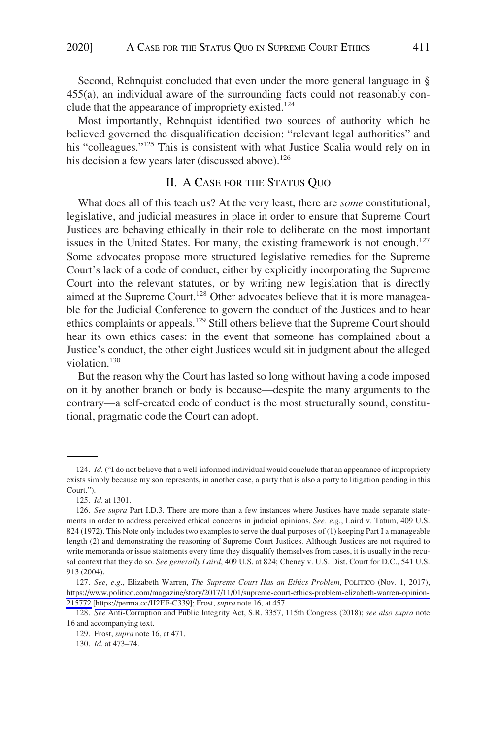Second, Rehnquist concluded that even under the more general language in § 455(a), an individual aware of the surrounding facts could not reasonably conclude that the appearance of impropriety existed.[124]

Most importantly, Rehnquist identified two sources of authority which he believed governed the disqualification decision: "relevant legal authorities" and his "colleagues."[125] This is consistent with what Justice Scalia would rely on in his decision a few years later (discussed above).[126]

## II. A CASE FOR THE STATUS QUO

What does all of this teach us? At the very least, there are *some* constitutional, legislative, and judicial measures in place in order to ensure that Supreme Court Justices are behaving ethically in their role to deliberate on the most important issues in the United States. For many, the existing framework is not enough.[127] Some advocates propose more structured legislative remedies for the Supreme Court's lack of a code of conduct, either by explicitly incorporating the Supreme Court into the relevant statutes, or by writing new legislation that is directly aimed at the Supreme Court.[128] Other advocates believe that it is more manageable for the Judicial Conference to govern the conduct of the Justices and to hear ethics complaints or appeals.[129] Still others believe that the Supreme Court should hear its own ethics cases: in the event that someone has complained about a Justice's conduct, the other eight Justices would sit in judgment about the alleged violation.[130]

But the reason why the Court has lasted so long without having a code imposed on it by another branch or body is because—despite the many arguments to the contrary—a self-created code of conduct is the most structurally sound, constitutional, pragmatic code the Court can adopt.

---

124. *Id*. ("I do not believe that a well-informed individual would conclude that an appearance of impropriety exists simply because my son represents, in another case, a party that is also a party to litigation pending in this Court.").

125. *Id*. at 1301.

126. *See supra* Part I.D.3. There are more than a few instances where Justices have made separate statements in order to address perceived ethical concerns in judicial opinions. *See, e.g.*, Laird v. Tatum, 409 U.S. 824 (1972). This Note only includes two examples to serve the dual purposes of (1) keeping Part I a manageable length (2) and demonstrating the reasoning of Supreme Court Justices. Although Justices are not required to write memoranda or issue statements every time they disqualify themselves from cases, it is usually in the recusal context that they do so. *See generally Laird*, 409 U.S. at 824; Cheney v. U.S. Dist. Court for D.C., 541 U.S. 913 (2004).

127. *See, e.g.*, Elizabeth Warren, *The Supreme Court Has an Ethics Problem*, POLITICO (Nov. 1, 2017), https://www.politico.com/magazine/story/2017/11/01/supreme-court-ethics-problem-elizabeth-warren-opinion-215772 [https://perma.cc/H2EF-C339]; Frost, *supra* note 16, at 457.

128. *See* Anti-Corruption and Public Integrity Act, S.R. 3357, 115th Congress (2018); *see also supra* note 16 and accompanying text.

129. Frost, *supra* note 16, at 471.

130. *Id*. at 473–74.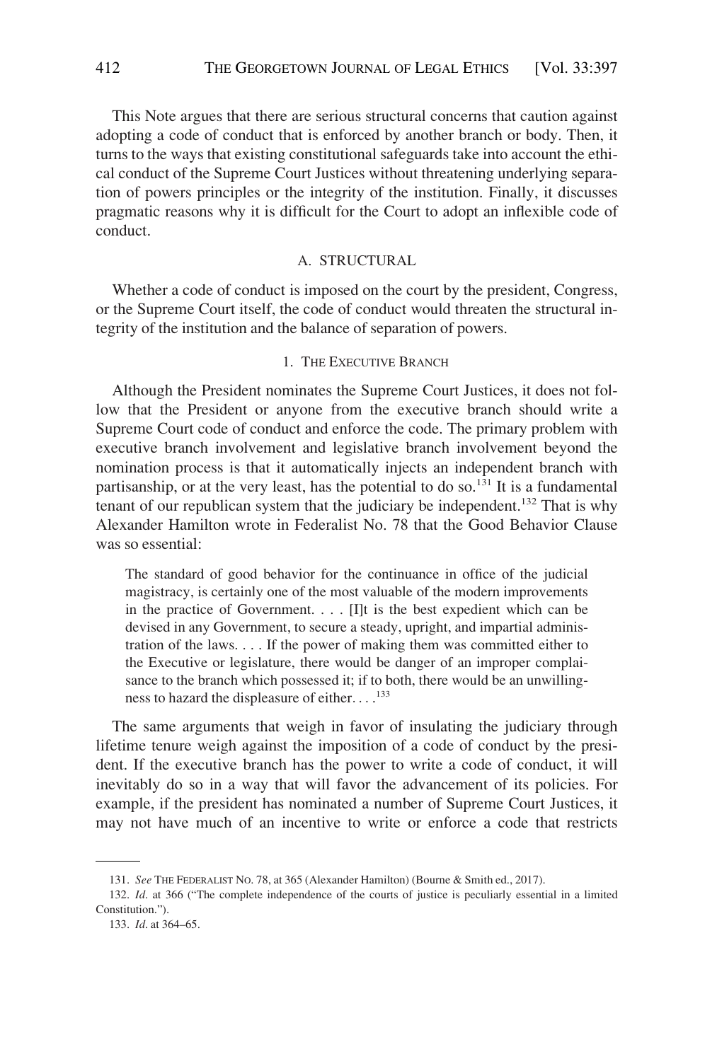This Note argues that there are serious structural concerns that caution against adopting a code of conduct that is enforced by another branch or body. Then, it turns to the ways that existing constitutional safeguards take into account the ethical conduct of the Supreme Court Justices without threatening underlying separation of powers principles or the integrity of the institution. Finally, it discusses pragmatic reasons why it is difficult for the Court to adopt an inflexible code of conduct.

### A. STRUCTURAL

Whether a code of conduct is imposed on the court by the president, Congress, or the Supreme Court itself, the code of conduct would threaten the structural integrity of the institution and the balance of separation of powers.

#### 1. THE EXECUTIVE BRANCH

Although the President nominates the Supreme Court Justices, it does not follow that the President or anyone from the executive branch should write a Supreme Court code of conduct and enforce the code. The primary problem with executive branch involvement and legislative branch involvement beyond the nomination process is that it automatically injects an independent branch with partisanship, or at the very least, has the potential to do so.[131] It is a fundamental tenant of our republican system that the judiciary be independent.[132] That is why Alexander Hamilton wrote in Federalist No. 78 that the Good Behavior Clause was so essential:

> The standard of good behavior for the continuance in office of the judicial magistracy, is certainly one of the most valuable of the modern improvements in the practice of Government. . . . [I]t is the best expedient which can be devised in any Government, to secure a steady, upright, and impartial administration of the laws. . . . If the power of making them was committed either to the Executive or legislature, there would be danger of an improper complaisance to the branch which possessed it; if to both, there would be an unwillingness to hazard the displeasure of either. . . .[133]

The same arguments that weigh in favor of insulating the judiciary through lifetime tenure weigh against the imposition of a code of conduct by the president. If the executive branch has the power to write a code of conduct, it will inevitably do so in a way that will favor the advancement of its policies. For example, if the president has nominated a number of Supreme Court Justices, it may not have much of an incentive to write or enforce a code that restricts

---

131. *See* THE FEDERALIST NO. 78, at 365 (Alexander Hamilton) (Bourne & Smith ed., 2017).

132. *Id*. at 366 ("The complete independence of the courts of justice is peculiarly essential in a limited Constitution.").

133. *Id*. at 364–65.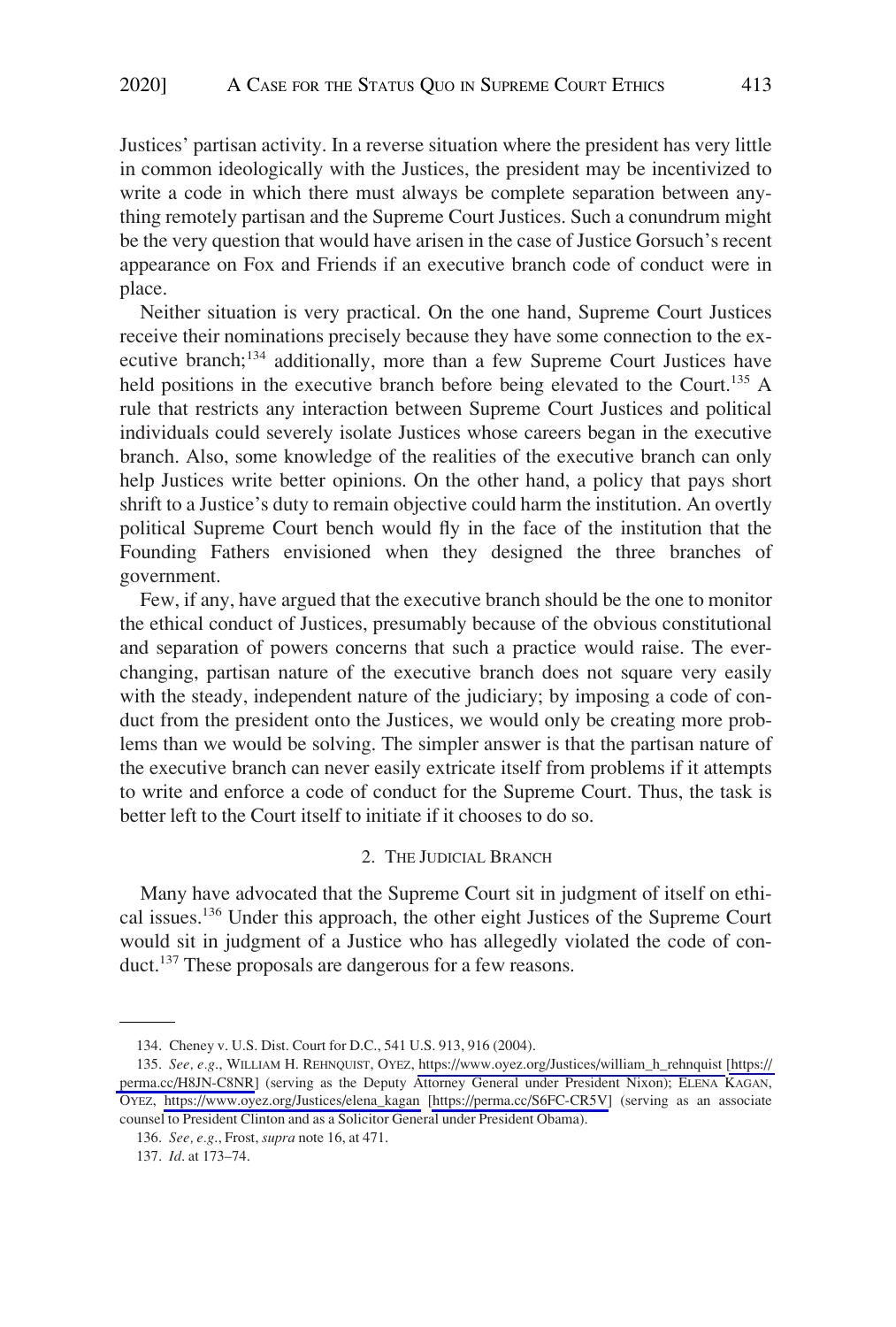Justices' partisan activity. In a reverse situation where the president has very little in common ideologically with the Justices, the president may be incentivized to write a code in which there must always be complete separation between anything remotely partisan and the Supreme Court Justices. Such a conundrum might be the very question that would have arisen in the case of Justice Gorsuch's recent appearance on Fox and Friends if an executive branch code of conduct were in place.

Neither situation is very practical. On the one hand, Supreme Court Justices receive their nominations precisely because they have some connection to the executive branch;[134] additionally, more than a few Supreme Court Justices have held positions in the executive branch before being elevated to the Court.[135] A rule that restricts any interaction between Supreme Court Justices and political individuals could severely isolate Justices whose careers began in the executive branch. Also, some knowledge of the realities of the executive branch can only help Justices write better opinions. On the other hand, a policy that pays short shrift to a Justice's duty to remain objective could harm the institution. An overtly political Supreme Court bench would fly in the face of the institution that the Founding Fathers envisioned when they designed the three branches of government.

Few, if any, have argued that the executive branch should be the one to monitor the ethical conduct of Justices, presumably because of the obvious constitutional and separation of powers concerns that such a practice would raise. The ever-changing, partisan nature of the executive branch does not square very easily with the steady, independent nature of the judiciary; by imposing a code of conduct from the president onto the Justices, we would only be creating more problems than we would be solving. The simpler answer is that the partisan nature of the executive branch can never easily extricate itself from problems if it attempts to write and enforce a code of conduct for the Supreme Court. Thus, the task is better left to the Court itself to initiate if it chooses to do so.

### 2. THE JUDICIAL BRANCH

Many have advocated that the Supreme Court sit in judgment of itself on ethical issues.[136] Under this approach, the other eight Justices of the Supreme Court would sit in judgment of a Justice who has allegedly violated the code of conduct.[137] These proposals are dangerous for a few reasons.

---

134. Cheney v. U.S. Dist. Court for D.C., 541 U.S. 913, 916 (2004).

135. *See, e.g.*, WILLIAM H. REHNQUIST, OYEZ, https://www.oyez.org/Justices/william_h_rehnquist [https://perma.cc/H8JN-C8NR] (serving as the Deputy Attorney General under President Nixon); ELENA KAGAN, OYEZ, https://www.oyez.org/Justices/elena_kagan [https://perma.cc/S6FC-CR5V] (serving as an associate counsel to President Clinton and as a Solicitor General under President Obama).

136. *See, e.g.*, Frost, *supra* note 16, at 471.

137. *Id*. at 173–74.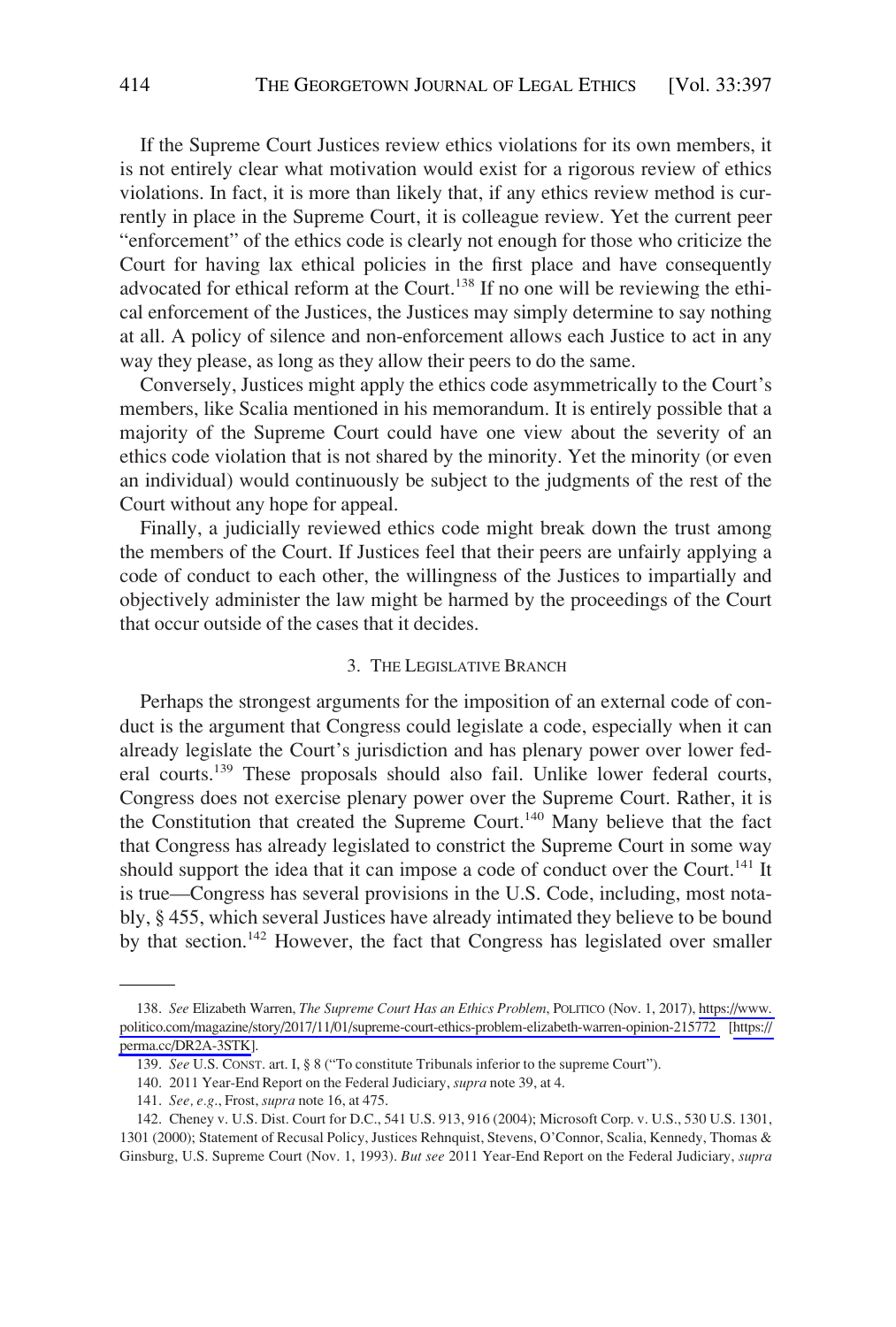If the Supreme Court Justices review ethics violations for its own members, it is not entirely clear what motivation would exist for a rigorous review of ethics violations. In fact, it is more than likely that, if any ethics review method is currently in place in the Supreme Court, it is colleague review. Yet the current peer "enforcement" of the ethics code is clearly not enough for those who criticize the Court for having lax ethical policies in the first place and have consequently advocated for ethical reform at the Court.[138] If no one will be reviewing the ethical enforcement of the Justices, the Justices may simply determine to say nothing at all. A policy of silence and non-enforcement allows each Justice to act in any way they please, as long as they allow their peers to do the same.

Conversely, Justices might apply the ethics code asymmetrically to the Court's members, like Scalia mentioned in his memorandum. It is entirely possible that a majority of the Supreme Court could have one view about the severity of an ethics code violation that is not shared by the minority. Yet the minority (or even an individual) would continuously be subject to the judgments of the rest of the Court without any hope for appeal.

Finally, a judicially reviewed ethics code might break down the trust among the members of the Court. If Justices feel that their peers are unfairly applying a code of conduct to each other, the willingness of the Justices to impartially and objectively administer the law might be harmed by the proceedings of the Court that occur outside of the cases that it decides.

### 3. THE LEGISLATIVE BRANCH

Perhaps the strongest arguments for the imposition of an external code of conduct is the argument that Congress could legislate a code, especially when it can already legislate the Court's jurisdiction and has plenary power over lower federal courts.[139] These proposals should also fail. Unlike lower federal courts, Congress does not exercise plenary power over the Supreme Court. Rather, it is the Constitution that created the Supreme Court.[140] Many believe that the fact that Congress has already legislated to constrict the Supreme Court in some way should support the idea that it can impose a code of conduct over the Court.[141] It is true—Congress has several provisions in the U.S. Code, including, most notably, § 455, which several Justices have already intimated they believe to be bound by that section.[142] However, the fact that Congress has legislated over smaller

---

138. *See* Elizabeth Warren, *The Supreme Court Has an Ethics Problem*, POLITICO (Nov. 1, 2017), https://www.politico.com/magazine/story/2017/11/01/supreme-court-ethics-problem-elizabeth-warren-opinion-215772 [https://perma.cc/DR2A-3STK].

139. *See* U.S. CONST. art. I, § 8 ("To constitute Tribunals inferior to the supreme Court").

140. 2011 Year-End Report on the Federal Judiciary, *supra* note 39, at 4.

141. *See, e.g.*, Frost, *supra* note 16, at 475.

142. Cheney v. U.S. Dist. Court for D.C., 541 U.S. 913, 916 (2004); Microsoft Corp. v. U.S., 530 U.S. 1301, 1301 (2000); Statement of Recusal Policy, Justices Rehnquist, Stevens, O'Connor, Scalia, Kennedy, Thomas & Ginsburg, U.S. Supreme Court (Nov. 1, 1993). *But see* 2011 Year-End Report on the Federal Judiciary, *supra*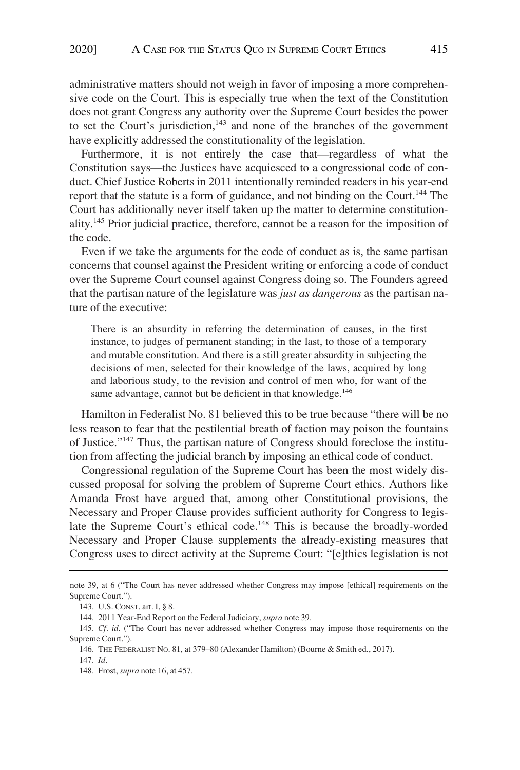administrative matters should not weigh in favor of imposing a more comprehensive code on the Court. This is especially true when the text of the Constitution does not grant Congress any authority over the Supreme Court besides the power to set the Court's jurisdiction,[143] and none of the branches of the government have explicitly addressed the constitutionality of the legislation.

Furthermore, it is not entirely the case that—regardless of what the Constitution says—the Justices have acquiesced to a congressional code of conduct. Chief Justice Roberts in 2011 intentionally reminded readers in his year-end report that the statute is a form of guidance, and not binding on the Court.[144] The Court has additionally never itself taken up the matter to determine constitutionality.[145] Prior judicial practice, therefore, cannot be a reason for the imposition of the code.

Even if we take the arguments for the code of conduct as is, the same partisan concerns that counsel against the President writing or enforcing a code of conduct over the Supreme Court counsel against Congress doing so. The Founders agreed that the partisan nature of the legislature was *just as dangerous* as the partisan nature of the executive:

> There is an absurdity in referring the determination of causes, in the first instance, to judges of permanent standing; in the last, to those of a temporary and mutable constitution. And there is a still greater absurdity in subjecting the decisions of men, selected for their knowledge of the laws, acquired by long and laborious study, to the revision and control of men who, for want of the same advantage, cannot but be deficient in that knowledge.[146]

Hamilton in Federalist No. 81 believed this to be true because "there will be no less reason to fear that the pestilential breath of faction may poison the fountains of Justice."[147] Thus, the partisan nature of Congress should foreclose the institution from affecting the judicial branch by imposing an ethical code of conduct.

Congressional regulation of the Supreme Court has been the most widely discussed proposal for solving the problem of Supreme Court ethics. Authors like Amanda Frost have argued that, among other Constitutional provisions, the Necessary and Proper Clause provides sufficient authority for Congress to legislate the Supreme Court's ethical code.[148] This is because the broadly-worded Necessary and Proper Clause supplements the already-existing measures that Congress uses to direct activity at the Supreme Court: "[e]thics legislation is not

---

note 39, at 6 ("The Court has never addressed whether Congress may impose [ethical] requirements on the Supreme Court.").

143. U.S. CONST. art. I, § 8.

144. 2011 Year-End Report on the Federal Judiciary, *supra* note 39.

145. *Cf. id*. ("The Court has never addressed whether Congress may impose those requirements on the Supreme Court.").

146. THE FEDERALIST NO. 81, at 379–80 (Alexander Hamilton) (Bourne & Smith ed., 2017).

147. *Id*.

148. Frost, *supra* note 16, at 457.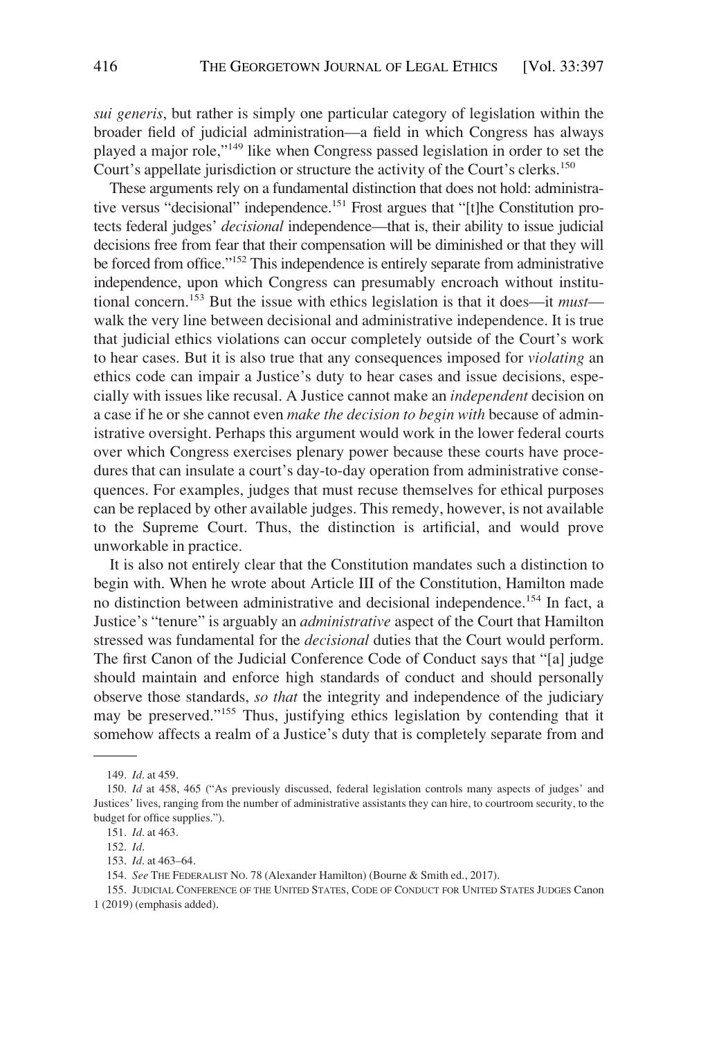*sui generis*, but rather is simply one particular category of legislation within the broader field of judicial administration—a field in which Congress has always played a major role,"[149] like when Congress passed legislation in order to set the Court's appellate jurisdiction or structure the activity of the Court's clerks.[150]

These arguments rely on a fundamental distinction that does not hold: administrative versus "decisional" independence.[151] Frost argues that "[t]he Constitution protects federal judges' *decisional* independence—that is, their ability to issue judicial decisions free from fear that their compensation will be diminished or that they will be forced from office."[152] This independence is entirely separate from administrative independence, upon which Congress can presumably encroach without institutional concern.[153] But the issue with ethics legislation is that it does—it *must*—walk the very line between decisional and administrative independence. It is true that judicial ethics violations can occur completely outside of the Court's work to hear cases. But it is also true that any consequences imposed for *violating* an ethics code can impair a Justice's duty to hear cases and issue decisions, especially with issues like recusal. A Justice cannot make an *independent* decision on a case if he or she cannot even *make the decision to begin with* because of administrative oversight. Perhaps this argument would work in the lower federal courts over which Congress exercises plenary power because these courts have procedures that can insulate a court's day-to-day operation from administrative consequences. For examples, judges that must recuse themselves for ethical purposes can be replaced by other available judges. This remedy, however, is not available to the Supreme Court. Thus, the distinction is artificial, and would prove unworkable in practice.

It is also not entirely clear that the Constitution mandates such a distinction to begin with. When he wrote about Article III of the Constitution, Hamilton made no distinction between administrative and decisional independence.[154] In fact, a Justice's "tenure" is arguably an *administrative* aspect of the Court that Hamilton stressed was fundamental for the *decisional* duties that the Court would perform. The first Canon of the Judicial Conference Code of Conduct says that "[a] judge should maintain and enforce high standards of conduct and should personally observe those standards, *so that* the integrity and independence of the judiciary may be preserved."[155] Thus, justifying ethics legislation by contending that it somehow affects a realm of a Justice's duty that is completely separate from and

---

149. *Id*. at 459.

150. *Id* at 458, 465 ("As previously discussed, federal legislation controls many aspects of judges' and Justices' lives, ranging from the number of administrative assistants they can hire, to courtroom security, to the budget for office supplies.").

151. *Id*. at 463.

152. *Id*.

153. *Id*. at 463–64.

154. *See* THE FEDERALIST NO. 78 (Alexander Hamilton) (Bourne & Smith ed., 2017).

155. JUDICIAL CONFERENCE OF THE UNITED STATES, CODE OF CONDUCT FOR UNITED STATES JUDGES Canon 1 (2019) (emphasis added).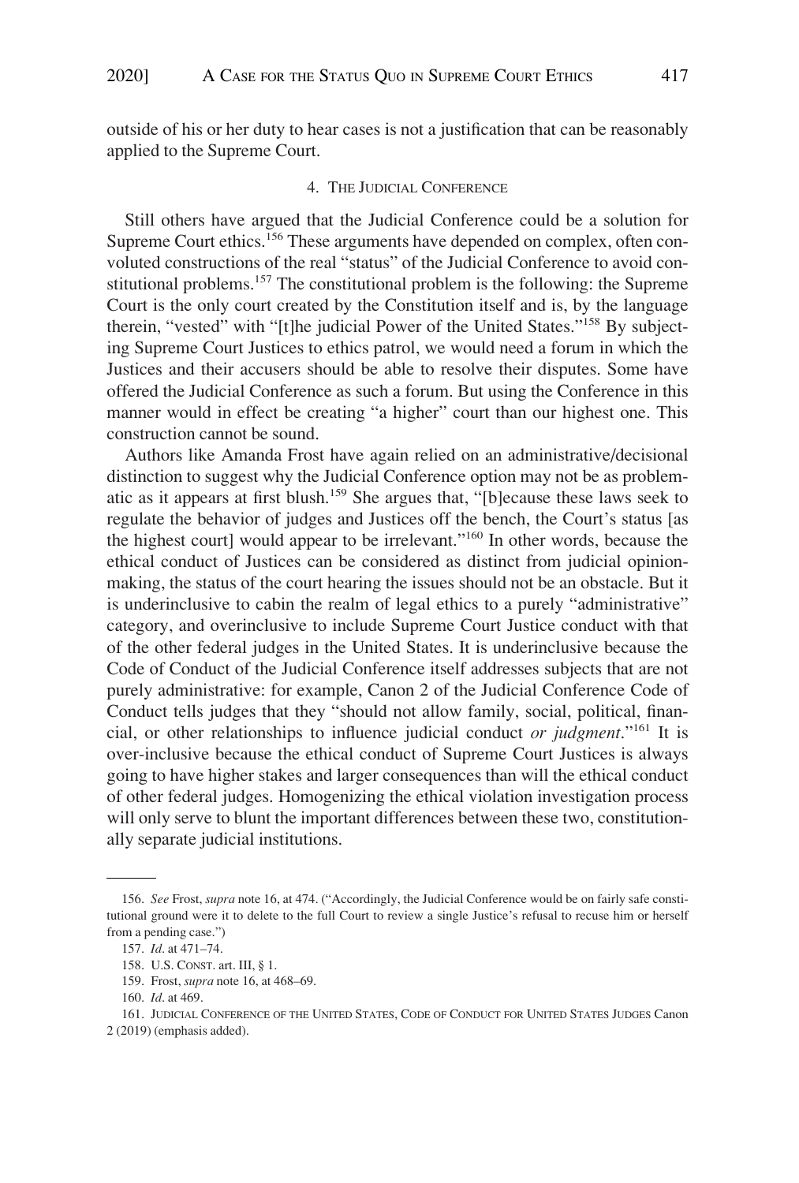outside of his or her duty to hear cases is not a justification that can be reasonably applied to the Supreme Court.

#### 4. The Judicial Conference

Still others have argued that the Judicial Conference could be a solution for Supreme Court ethics.[156] These arguments have depended on complex, often convoluted constructions of the real "status" of the Judicial Conference to avoid constitutional problems.[157] The constitutional problem is the following: the Supreme Court is the only court created by the Constitution itself and is, by the language therein, "vested" with "[t]he judicial Power of the United States."[158] By subjecting Supreme Court Justices to ethics patrol, we would need a forum in which the Justices and their accusers should be able to resolve their disputes. Some have offered the Judicial Conference as such a forum. But using the Conference in this manner would in effect be creating "a higher" court than our highest one. This construction cannot be sound.

Authors like Amanda Frost have again relied on an administrative/decisional distinction to suggest why the Judicial Conference option may not be as problematic as it appears at first blush.[159] She argues that, "[b]ecause these laws seek to regulate the behavior of judges and Justices off the bench, the Court's status [as the highest court] would appear to be irrelevant."[160] In other words, because the ethical conduct of Justices can be considered as distinct from judicial opinion-making, the status of the court hearing the issues should not be an obstacle. But it is underinclusive to cabin the realm of legal ethics to a purely "administrative" category, and overinclusive to include Supreme Court Justice conduct with that of the other federal judges in the United States. It is underinclusive because the Code of Conduct of the Judicial Conference itself addresses subjects that are not purely administrative: for example, Canon 2 of the Judicial Conference Code of Conduct tells judges that they "should not allow family, social, political, financial, or other relationships to influence judicial conduct *or judgment*."[161] It is over-inclusive because the ethical conduct of Supreme Court Justices is always going to have higher stakes and larger consequences than will the ethical conduct of other federal judges. Homogenizing the ethical violation investigation process will only serve to blunt the important differences between these two, constitutionally separate judicial institutions.

---

156. *See* Frost, *supra* note 16, at 474. ("Accordingly, the Judicial Conference would be on fairly safe constitutional ground were it to delete to the full Court to review a single Justice's refusal to recuse him or herself from a pending case.")

157. *Id*. at 471–74.

158. U.S. CONST. art. III, § 1.

159. Frost, *supra* note 16, at 468–69.

160. *Id*. at 469.

161. JUDICIAL CONFERENCE OF THE UNITED STATES, CODE OF CONDUCT FOR UNITED STATES JUDGES Canon 2 (2019) (emphasis added).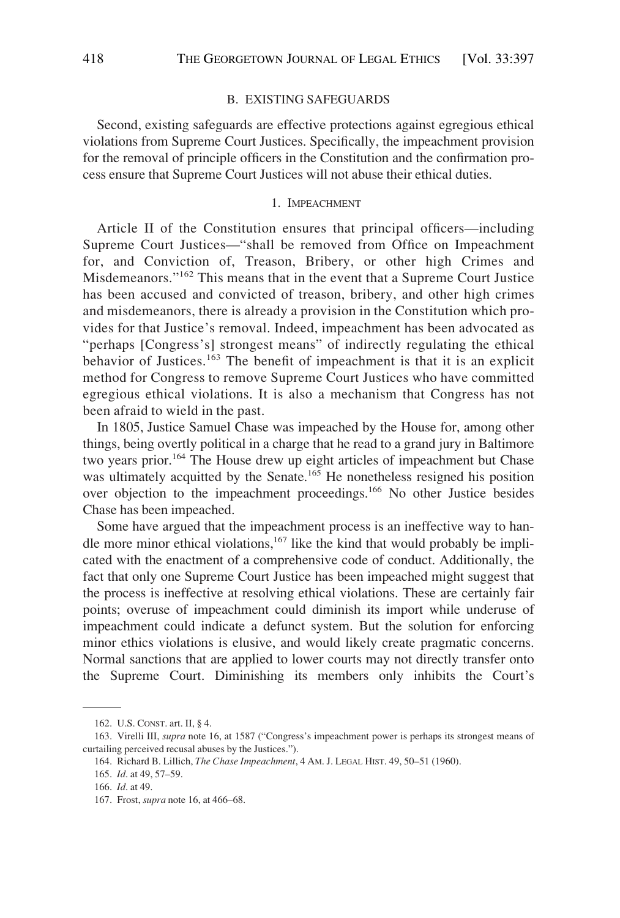## B. EXISTING SAFEGUARDS

Second, existing safeguards are effective protections against egregious ethical violations from Supreme Court Justices. Specifically, the impeachment provision for the removal of principle officers in the Constitution and the confirmation process ensure that Supreme Court Justices will not abuse their ethical duties.

### 1. IMPEACHMENT

Article II of the Constitution ensures that principal officers—including Supreme Court Justices—"shall be removed from Office on Impeachment for, and Conviction of, Treason, Bribery, or other high Crimes and Misdemeanors."[162] This means that in the event that a Supreme Court Justice has been accused and convicted of treason, bribery, and other high crimes and misdemeanors, there is already a provision in the Constitution which provides for that Justice's removal. Indeed, impeachment has been advocated as "perhaps [Congress's] strongest means" of indirectly regulating the ethical behavior of Justices.[163] The benefit of impeachment is that it is an explicit method for Congress to remove Supreme Court Justices who have committed egregious ethical violations. It is also a mechanism that Congress has not been afraid to wield in the past.

In 1805, Justice Samuel Chase was impeached by the House for, among other things, being overtly political in a charge that he read to a grand jury in Baltimore two years prior.[164] The House drew up eight articles of impeachment but Chase was ultimately acquitted by the Senate.[165] He nonetheless resigned his position over objection to the impeachment proceedings.[166] No other Justice besides Chase has been impeached.

Some have argued that the impeachment process is an ineffective way to handle more minor ethical violations,[167] like the kind that would probably be implicated with the enactment of a comprehensive code of conduct. Additionally, the fact that only one Supreme Court Justice has been impeached might suggest that the process is ineffective at resolving ethical violations. These are certainly fair points; overuse of impeachment could diminish its import while underuse of impeachment could indicate a defunct system. But the solution for enforcing minor ethics violations is elusive, and would likely create pragmatic concerns. Normal sanctions that are applied to lower courts may not directly transfer onto the Supreme Court. Diminishing its members only inhibits the Court's

---

162. U.S. CONST. art. II, § 4.

163. Virelli III, *supra* note 16, at 1587 ("Congress's impeachment power is perhaps its strongest means of curtailing perceived recusal abuses by the Justices.").

164. Richard B. Lillich, *The Chase Impeachment*, 4 AM. J. LEGAL HIST. 49, 50–51 (1960).

165. *Id*. at 49, 57–59.

166. *Id*. at 49.

167. Frost, *supra* note 16, at 466–68.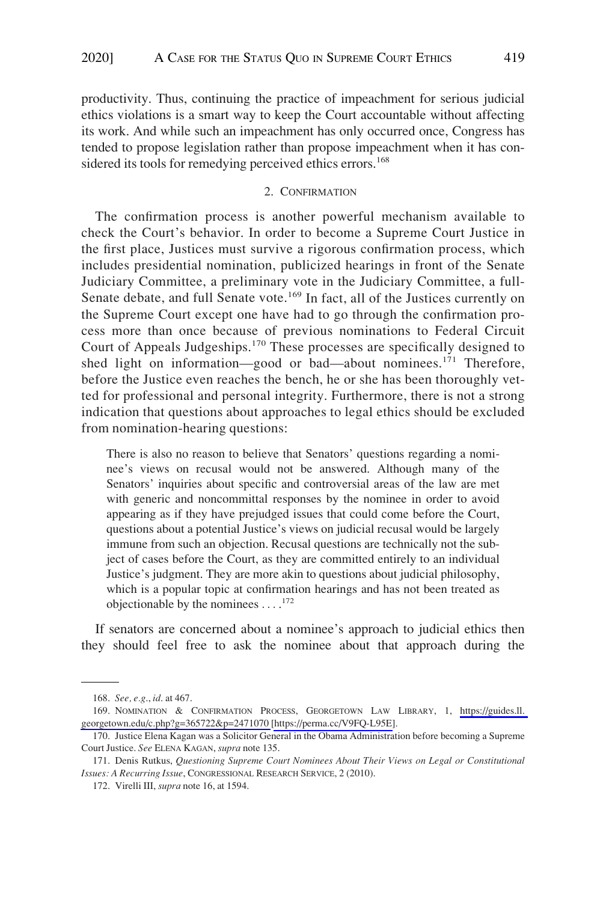productivity. Thus, continuing the practice of impeachment for serious judicial ethics violations is a smart way to keep the Court accountable without affecting its work. And while such an impeachment has only occurred once, Congress has tended to propose legislation rather than propose impeachment when it has considered its tools for remedying perceived ethics errors.[168]

#### 2. CONFIRMATION

The confirmation process is another powerful mechanism available to check the Court's behavior. In order to become a Supreme Court Justice in the first place, Justices must survive a rigorous confirmation process, which includes presidential nomination, publicized hearings in front of the Senate Judiciary Committee, a preliminary vote in the Judiciary Committee, a full-Senate debate, and full Senate vote.[169] In fact, all of the Justices currently on the Supreme Court except one have had to go through the confirmation process more than once because of previous nominations to Federal Circuit Court of Appeals Judgeships.[170] These processes are specifically designed to shed light on information—good or bad—about nominees.[171] Therefore, before the Justice even reaches the bench, he or she has been thoroughly vetted for professional and personal integrity. Furthermore, there is not a strong indication that questions about approaches to legal ethics should be excluded from nomination-hearing questions:

> There is also no reason to believe that Senators' questions regarding a nominee's views on recusal would not be answered. Although many of the Senators' inquiries about specific and controversial areas of the law are met with generic and noncommittal responses by the nominee in order to avoid appearing as if they have prejudged issues that could come before the Court, questions about a potential Justice's views on judicial recusal would be largely immune from such an objection. Recusal questions are technically not the subject of cases before the Court, as they are committed entirely to an individual Justice's judgment. They are more akin to questions about judicial philosophy, which is a popular topic at confirmation hearings and has not been treated as objectionable by the nominees . . . .[172]

If senators are concerned about a nominee's approach to judicial ethics then they should feel free to ask the nominee about that approach during the

---

168. *See, e.g.*, *id.* at 467.

169. NOMINATION & CONFIRMATION PROCESS, GEORGETOWN LAW LIBRARY, 1, https://guides.ll.georgetown.edu/c.php?g=365722&p=2471070 [https://perma.cc/V9FQ-L95E].

170. Justice Elena Kagan was a Solicitor General in the Obama Administration before becoming a Supreme Court Justice. *See* ELENA KAGAN, *supra* note 135.

171. Denis Rutkus, *Questioning Supreme Court Nominees About Their Views on Legal or Constitutional Issues: A Recurring Issue*, CONGRESSIONAL RESEARCH SERVICE, 2 (2010).

172. Virelli III, *supra* note 16, at 1594.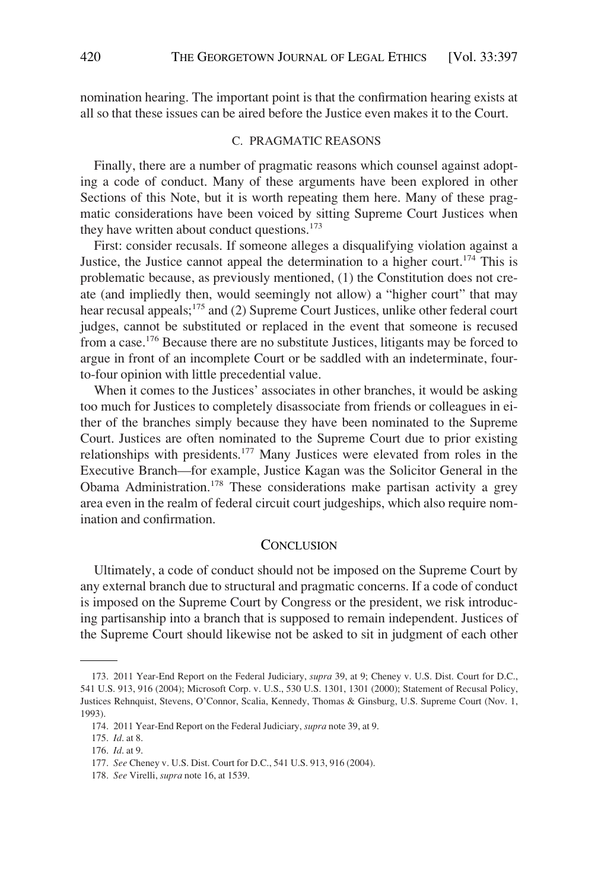nomination hearing. The important point is that the confirmation hearing exists at all so that these issues can be aired before the Justice even makes it to the Court.

### C. PRAGMATIC REASONS

Finally, there are a number of pragmatic reasons which counsel against adopting a code of conduct. Many of these arguments have been explored in other Sections of this Note, but it is worth repeating them here. Many of these pragmatic considerations have been voiced by sitting Supreme Court Justices when they have written about conduct questions.[173]

First: consider recusals. If someone alleges a disqualifying violation against a Justice, the Justice cannot appeal the determination to a higher court.[174] This is problematic because, as previously mentioned, (1) the Constitution does not create (and impliedly then, would seemingly not allow) a "higher court" that may hear recusal appeals;[175] and (2) Supreme Court Justices, unlike other federal court judges, cannot be substituted or replaced in the event that someone is recused from a case.[176] Because there are no substitute Justices, litigants may be forced to argue in front of an incomplete Court or be saddled with an indeterminate, four-to-four opinion with little precedential value.

When it comes to the Justices' associates in other branches, it would be asking too much for Justices to completely disassociate from friends or colleagues in either of the branches simply because they have been nominated to the Supreme Court. Justices are often nominated to the Supreme Court due to prior existing relationships with presidents.[177] Many Justices were elevated from roles in the Executive Branch—for example, Justice Kagan was the Solicitor General in the Obama Administration.[178] These considerations make partisan activity a grey area even in the realm of federal circuit court judgeships, which also require nomination and confirmation.

## CONCLUSION

Ultimately, a code of conduct should not be imposed on the Supreme Court by any external branch due to structural and pragmatic concerns. If a code of conduct is imposed on the Supreme Court by Congress or the president, we risk introducing partisanship into a branch that is supposed to remain independent. Justices of the Supreme Court should likewise not be asked to sit in judgment of each other

---

173. 2011 Year-End Report on the Federal Judiciary, *supra* 39, at 9; Cheney v. U.S. Dist. Court for D.C., 541 U.S. 913, 916 (2004); Microsoft Corp. v. U.S., 530 U.S. 1301, 1301 (2000); Statement of Recusal Policy, Justices Rehnquist, Stevens, O'Connor, Scalia, Kennedy, Thomas & Ginsburg, U.S. Supreme Court (Nov. 1, 1993).

174. 2011 Year-End Report on the Federal Judiciary, *supra* note 39, at 9.

175. *Id*. at 8.

176. *Id*. at 9.

177. *See* Cheney v. U.S. Dist. Court for D.C., 541 U.S. 913, 916 (2004).

178. *See* Virelli, *supra* note 16, at 1539.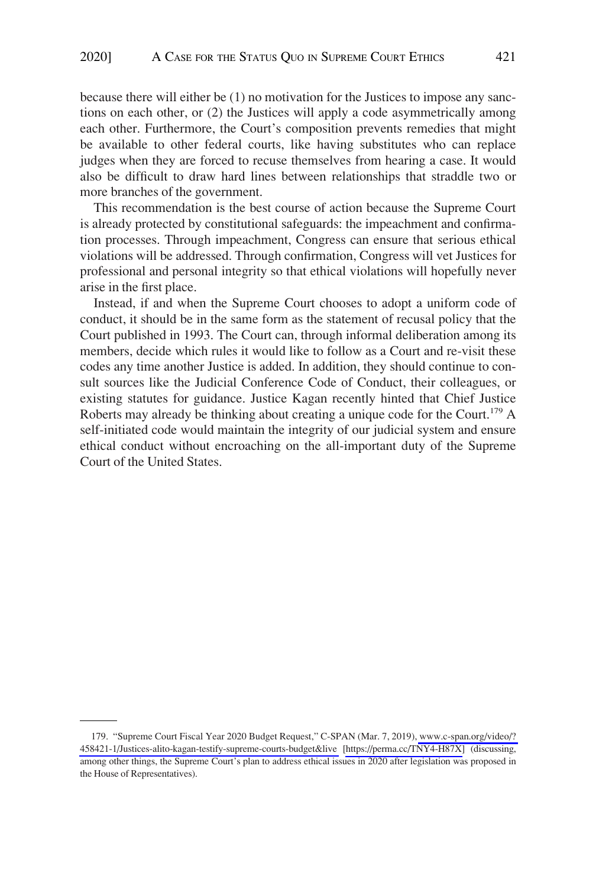because there will either be (1) no motivation for the Justices to impose any sanctions on each other, or (2) the Justices will apply a code asymmetrically among each other. Furthermore, the Court's composition prevents remedies that might be available to other federal courts, like having substitutes who can replace judges when they are forced to recuse themselves from hearing a case. It would also be difficult to draw hard lines between relationships that straddle two or more branches of the government.

This recommendation is the best course of action because the Supreme Court is already protected by constitutional safeguards: the impeachment and confirmation processes. Through impeachment, Congress can ensure that serious ethical violations will be addressed. Through confirmation, Congress will vet Justices for professional and personal integrity so that ethical violations will hopefully never arise in the first place.

Instead, if and when the Supreme Court chooses to adopt a uniform code of conduct, it should be in the same form as the statement of recusal policy that the Court published in 1993. The Court can, through informal deliberation among its members, decide which rules it would like to follow as a Court and re-visit these codes any time another Justice is added. In addition, they should continue to consult sources like the Judicial Conference Code of Conduct, their colleagues, or existing statutes for guidance. Justice Kagan recently hinted that Chief Justice Roberts may already be thinking about creating a unique code for the Court.[179] A self-initiated code would maintain the integrity of our judicial system and ensure ethical conduct without encroaching on the all-important duty of the Supreme Court of the United States.

---

179. "Supreme Court Fiscal Year 2020 Budget Request," C-SPAN (Mar. 7, 2019), www.c-span.org/video/?458421-1/Justices-alito-kagan-testify-supreme-courts-budget&live [https://perma.cc/TNY4-H87X] (discussing, among other things, the Supreme Court's plan to address ethical issues in 2020 after legislation was proposed in the House of Representatives).